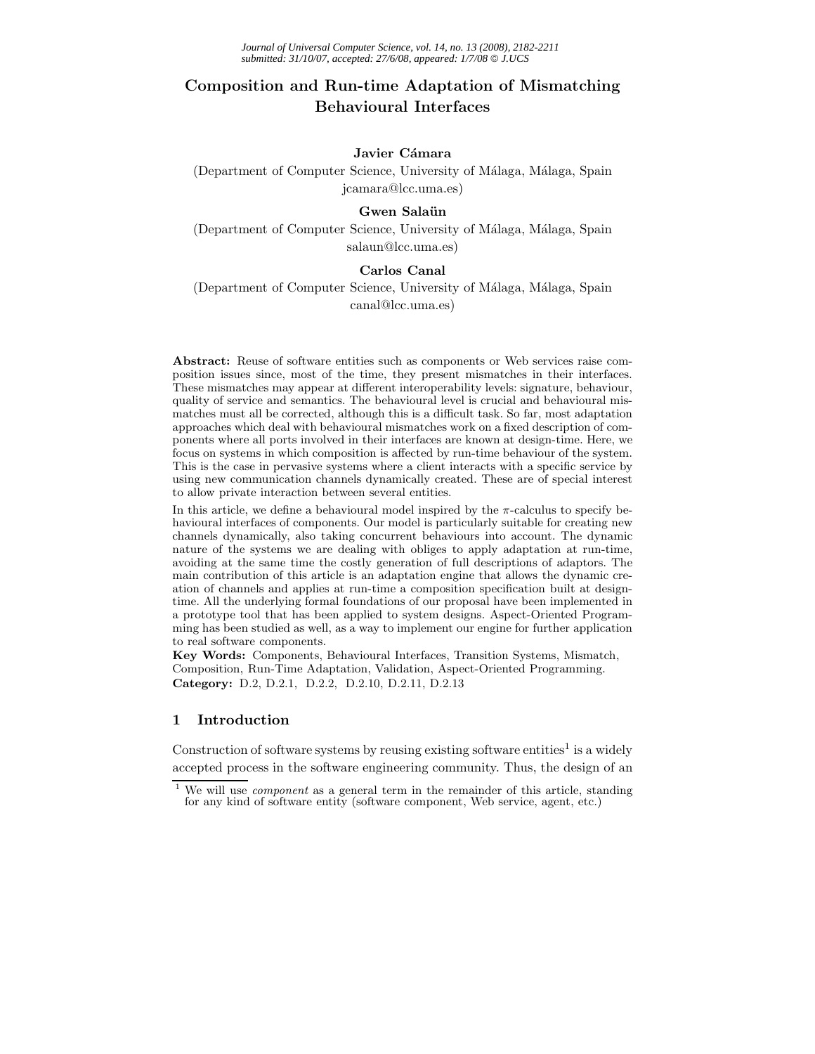# Composition and Run-time Adaptation of Mismatching Behavioural Interfaces

**Javier Cámara**
(Department of Computer Science, University of Málaga, Málaga, Spain
jcamara@lcc.uma.es)

**Gwen Salaün**
(Department of Computer Science, University of Málaga, Málaga, Spain
salaun@lcc.uma.es)

**Carlos Canal**
(Department of Computer Science, University of Málaga, Málaga, Spain
canal@lcc.uma.es)

**Abstract:** Reuse of software entities such as components or Web services raise composition issues since, most of the time, they present mismatches in their interfaces. These mismatches may appear at different interoperability levels: signature, behaviour, quality of service and semantics. The behavioural level is crucial and behavioural mismatches must all be corrected, although this is a difficult task. So far, most adaptation approaches which deal with behavioural mismatches work on a fixed description of components where all ports involved in their interfaces are known at design-time. Here, we focus on systems in which composition is affected by run-time behaviour of the system. This is the case in pervasive systems where a client interacts with a specific service by using new communication channels dynamically created. These are of special interest to allow private interaction between several entities.

In this article, we define a behavioural model inspired by the $\pi$-calculus to specify behavioural interfaces of components. Our model is particularly suitable for creating new channels dynamically, also taking concurrent behaviours into account. The dynamic nature of the systems we are dealing with obliges to apply adaptation at run-time, avoiding at the same time the costly generation of full descriptions of adaptors. The main contribution of this article is an adaptation engine that allows the dynamic creation of channels and applies at run-time a composition specification built at design-time. All the underlying formal foundations of our proposal have been implemented in a prototype tool that has been applied to system designs. Aspect-Oriented Programming has been studied as well, as a way to implement our engine for further application to real software components.

**Key Words:** Components, Behavioural Interfaces, Transition Systems, Mismatch, Composition, Run-Time Adaptation, Validation, Aspect-Oriented Programming.
**Category:** D.2, D.2.1, D.2.2, D.2.10, D.2.11, D.2.13

## 1 Introduction

Construction of software systems by reusing existing software entities[1] is a widely accepted process in the software engineering community. Thus, the design of an

[1] We will use *component* as a general term in the remainder of this article, standing for any kind of software entity (software component, Web service, agent, etc.)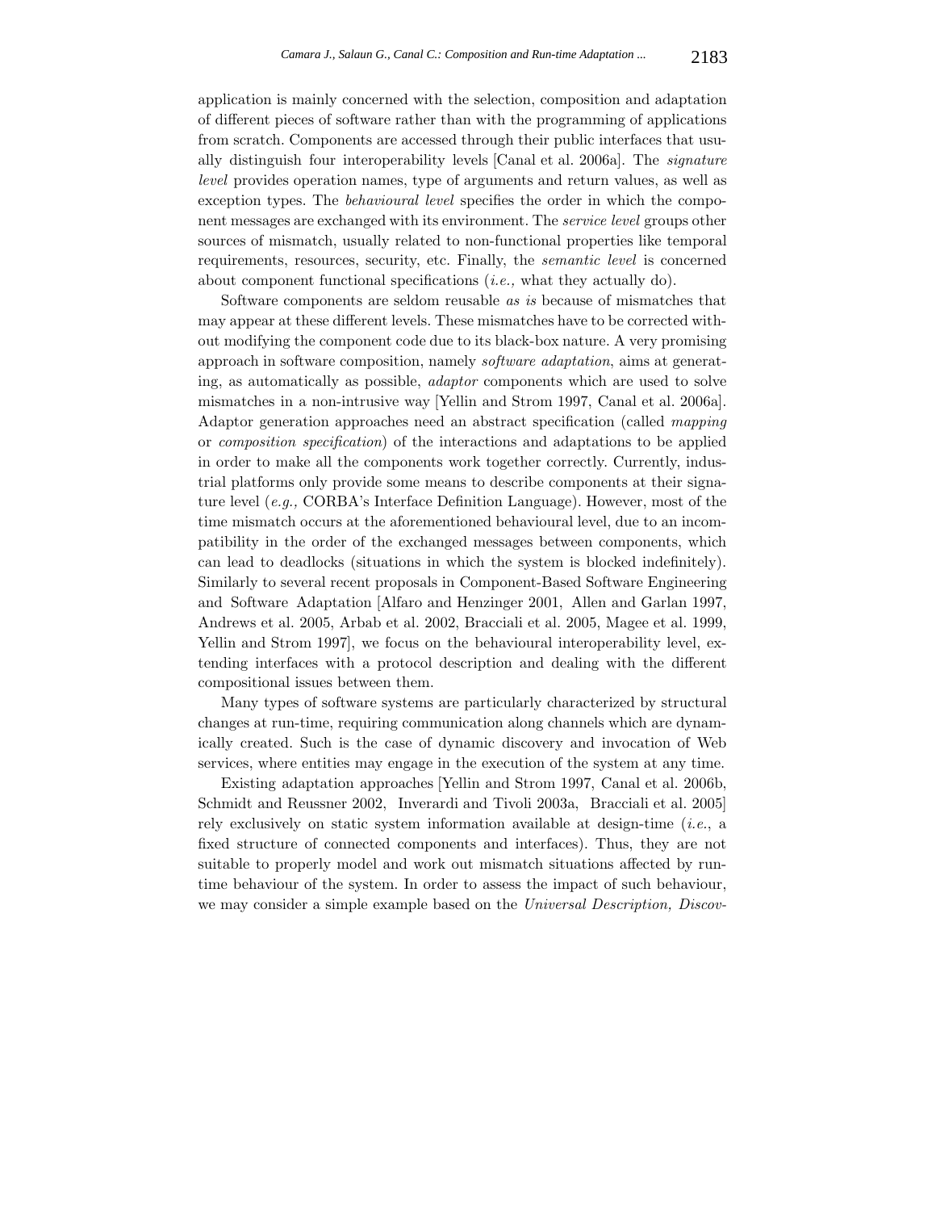application is mainly concerned with the selection, composition and adaptation of different pieces of software rather than with the programming of applications from scratch. Components are accessed through their public interfaces that usually distinguish four interoperability levels [Canal et al. 2006a]. The *signature level* provides operation names, type of arguments and return values, as well as exception types. The *behavioural level* specifies the order in which the component messages are exchanged with its environment. The *service level* groups other sources of mismatch, usually related to non-functional properties like temporal requirements, resources, security, etc. Finally, the *semantic level* is concerned about component functional specifications (*i.e.,* what they actually do).

Software components are seldom reusable *as is* because of mismatches that may appear at these different levels. These mismatches have to be corrected without modifying the component code due to its black-box nature. A very promising approach in software composition, namely *software adaptation*, aims at generating, as automatically as possible, *adaptor* components which are used to solve mismatches in a non-intrusive way [Yellin and Strom 1997, Canal et al. 2006a]. Adaptor generation approaches need an abstract specification (called *mapping* or *composition specification*) of the interactions and adaptations to be applied in order to make all the components work together correctly. Currently, industrial platforms only provide some means to describe components at their signature level (*e.g.,* CORBA's Interface Definition Language). However, most of the time mismatch occurs at the aforementioned behavioural level, due to an incompatibility in the order of the exchanged messages between components, which can lead to deadlocks (situations in which the system is blocked indefinitely). Similarly to several recent proposals in Component-Based Software Engineering and Software Adaptation [Alfaro and Henzinger 2001, Allen and Garlan 1997, Andrews et al. 2005, Arbab et al. 2002, Bracciali et al. 2005, Magee et al. 1999, Yellin and Strom 1997], we focus on the behavioural interoperability level, extending interfaces with a protocol description and dealing with the different compositional issues between them.

Many types of software systems are particularly characterized by structural changes at run-time, requiring communication along channels which are dynamically created. Such is the case of dynamic discovery and invocation of Web services, where entities may engage in the execution of the system at any time.

Existing adaptation approaches [Yellin and Strom 1997, Canal et al. 2006b, Schmidt and Reussner 2002, Inverardi and Tivoli 2003a, Bracciali et al. 2005] rely exclusively on static system information available at design-time (*i.e.*, a fixed structure of connected components and interfaces). Thus, they are not suitable to properly model and work out mismatch situations affected by run-time behaviour of the system. In order to assess the impact of such behaviour, we may consider a simple example based on the *Universal Description, Discov-*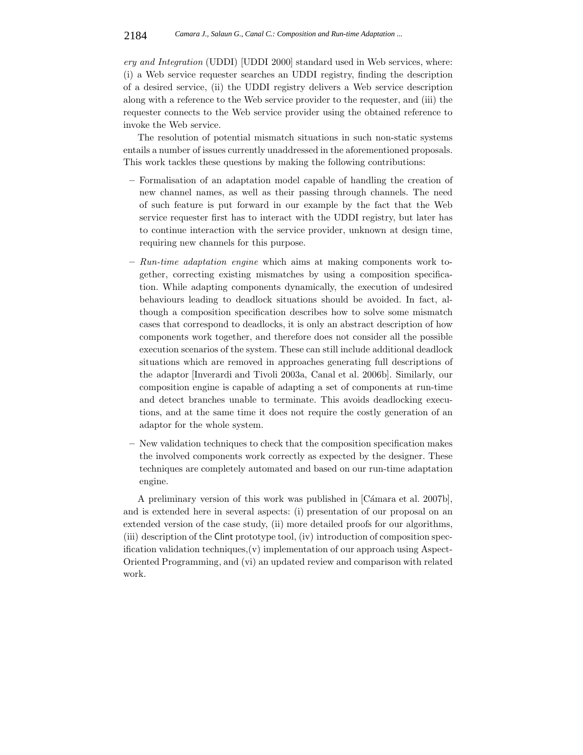*ery and Integration* (UDDI) [UDDI 2000] standard used in Web services, where: (i) a Web service requester searches an UDDI registry, finding the description of a desired service, (ii) the UDDI registry delivers a Web service description along with a reference to the Web service provider to the requester, and (iii) the requester connects to the Web service provider using the obtained reference to invoke the Web service.

The resolution of potential mismatch situations in such non-static systems entails a number of issues currently unaddressed in the aforementioned proposals. This work tackles these questions by making the following contributions:

- Formalisation of an adaptation model capable of handling the creation of new channel names, as well as their passing through channels. The need of such feature is put forward in our example by the fact that the Web service requester first has to interact with the UDDI registry, but later has to continue interaction with the service provider, unknown at design time, requiring new channels for this purpose.
- *Run-time adaptation engine* which aims at making components work together, correcting existing mismatches by using a composition specification. While adapting components dynamically, the execution of undesired behaviours leading to deadlock situations should be avoided. In fact, although a composition specification describes how to solve some mismatch cases that correspond to deadlocks, it is only an abstract description of how components work together, and therefore does not consider all the possible execution scenarios of the system. These can still include additional deadlock situations which are removed in approaches generating full descriptions of the adaptor [Inverardi and Tivoli 2003a, Canal et al. 2006b]. Similarly, our composition engine is capable of adapting a set of components at run-time and detect branches unable to terminate. This avoids deadlocking executions, and at the same time it does not require the costly generation of an adaptor for the whole system.
- New validation techniques to check that the composition specification makes the involved components work correctly as expected by the designer. These techniques are completely automated and based on our run-time adaptation engine.

A preliminary version of this work was published in [Cámara et al. 2007b], and is extended here in several aspects: (i) presentation of our proposal on an extended version of the case study, (ii) more detailed proofs for our algorithms, (iii) description of the Clint prototype tool, (iv) introduction of composition specification validation techniques,(v) implementation of our approach using Aspect-Oriented Programming, and (vi) an updated review and comparison with related work.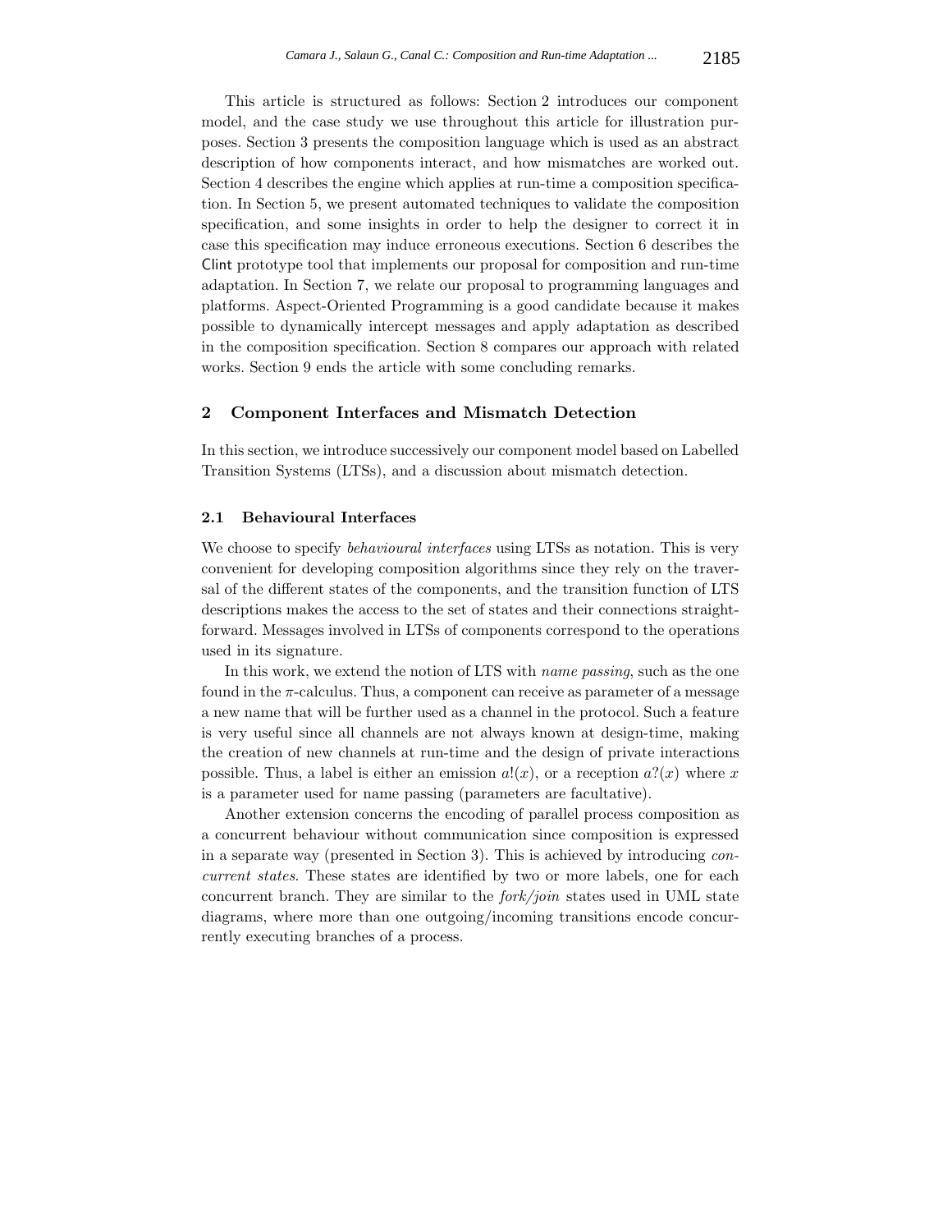This article is structured as follows: Section 2 introduces our component model, and the case study we use throughout this article for illustration purposes. Section 3 presents the composition language which is used as an abstract description of how components interact, and how mismatches are worked out. Section 4 describes the engine which applies at run-time a composition specification. In Section 5, we present automated techniques to validate the composition specification, and some insights in order to help the designer to correct it in case this specification may induce erroneous executions. Section 6 describes the Clint prototype tool that implements our proposal for composition and run-time adaptation. In Section 7, we relate our proposal to programming languages and platforms. Aspect-Oriented Programming is a good candidate because it makes possible to dynamically intercept messages and apply adaptation as described in the composition specification. Section 8 compares our approach with related works. Section 9 ends the article with some concluding remarks.

## 2 Component Interfaces and Mismatch Detection

In this section, we introduce successively our component model based on Labelled Transition Systems (LTSs), and a discussion about mismatch detection.

### 2.1 Behavioural Interfaces

We choose to specify *behavioural interfaces* using LTSs as notation. This is very convenient for developing composition algorithms since they rely on the traversal of the different states of the components, and the transition function of LTS descriptions makes the access to the set of states and their connections straightforward. Messages involved in LTSs of components correspond to the operations used in its signature.

In this work, we extend the notion of LTS with *name passing*, such as the one found in the $\pi$-calculus. Thus, a component can receive as parameter of a message a new name that will be further used as a channel in the protocol. Such a feature is very useful since all channels are not always known at design-time, making the creation of new channels at run-time and the design of private interactions possible. Thus, a label is either an emission $a!(x)$, or a reception $a?(x)$ where $x$ is a parameter used for name passing (parameters are facultative).

Another extension concerns the encoding of parallel process composition as a concurrent behaviour without communication since composition is expressed in a separate way (presented in Section 3). This is achieved by introducing *concurrent states*. These states are identified by two or more labels, one for each concurrent branch. They are similar to the *fork/join* states used in UML state diagrams, where more than one outgoing/incoming transitions encode concurrently executing branches of a process.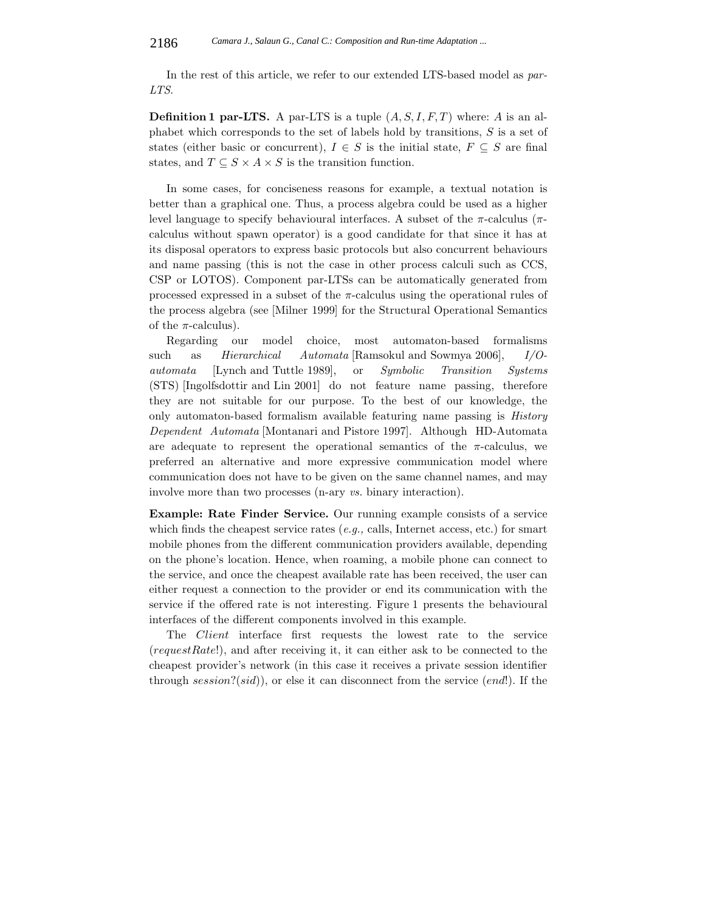In the rest of this article, we refer to our extended LTS-based model as *par-LTS*.

**Definition 1 par-LTS.** A par-LTS is a tuple $(A, S, I, F, T)$ where: $A$ is an alphabet which corresponds to the set of labels hold by transitions, $S$ is a set of states (either basic or concurrent), $I \in S$ is the initial state, $F \subseteq S$ are final states, and $T \subseteq S \times A \times S$ is the transition function.

In some cases, for conciseness reasons for example, a textual notation is better than a graphical one. Thus, a process algebra could be used as a higher level language to specify behavioural interfaces. A subset of the $\pi$-calculus ($\pi$-calculus without spawn operator) is a good candidate for that since it has at its disposal operators to express basic protocols but also concurrent behaviours and name passing (this is not the case in other process calculi such as CCS, CSP or LOTOS). Component par-LTSs can be automatically generated from processed expressed in a subset of the $\pi$-calculus using the operational rules of the process algebra (see [Milner 1999] for the Structural Operational Semantics of the $\pi$-calculus).

Regarding our model choice, most automaton-based formalisms such as *Hierarchical Automata* [Ramsokul and Sowmya 2006], *I/O-automata* [Lynch and Tuttle 1989], or *Symbolic Transition Systems* (STS) [Ingolfsdottir and Lin 2001] do not feature name passing, therefore they are not suitable for our purpose. To the best of our knowledge, the only automaton-based formalism available featuring name passing is *History Dependent Automata* [Montanari and Pistore 1997]. Although HD-Automata are adequate to represent the operational semantics of the $\pi$-calculus, we preferred an alternative and more expressive communication model where communication does not have to be given on the same channel names, and may involve more than two processes (n-ary *vs.* binary interaction).

**Example: Rate Finder Service.** Our running example consists of a service which finds the cheapest service rates (*e.g.,* calls, Internet access, etc.) for smart mobile phones from the different communication providers available, depending on the phone's location. Hence, when roaming, a mobile phone can connect to the service, and once the cheapest available rate has been received, the user can either request a connection to the provider or end its communication with the service if the offered rate is not interesting. Figure 1 presents the behavioural interfaces of the different components involved in this example.

The *Client* interface first requests the lowest rate to the service ($requestRate!$), and after receiving it, it can either ask to be connected to the cheapest provider's network (in this case it receives a private session identifier through $session?(sid)$), or else it can disconnect from the service ($end!$). If the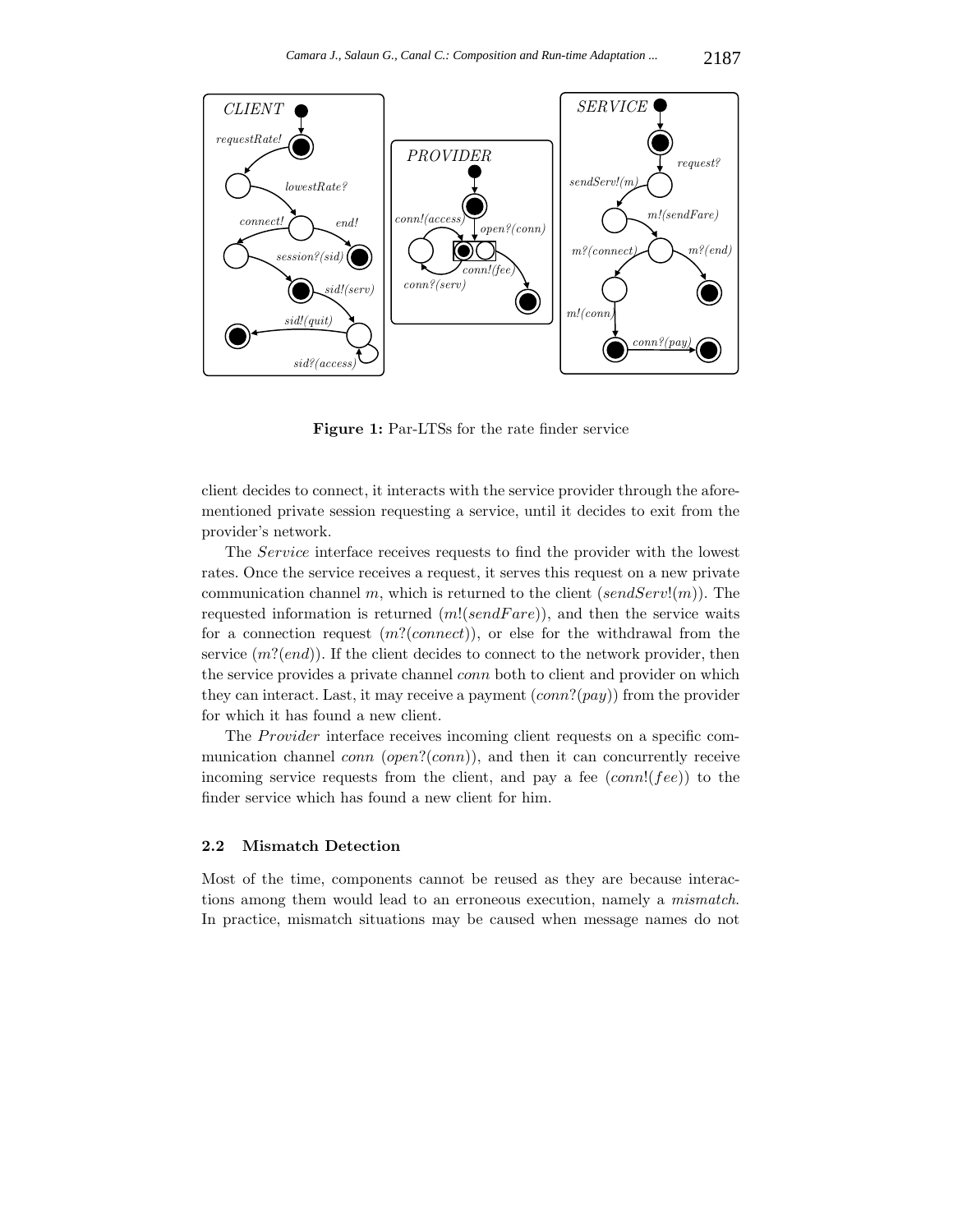**Figure 1:** Par-LTSs for the rate finder service

client decides to connect, it interacts with the service provider through the aforementioned private session requesting a service, until it decides to exit from the provider's network.

The *Service* interface receives requests to find the provider with the lowest rates. Once the service receives a request, it serves this request on a new private communication channel $m$, which is returned to the client ($sendServ!(m)$). The requested information is returned ($m!(sendFare)$), and then the service waits for a connection request ($m?(connect)$), or else for the withdrawal from the service ($m?(end)$). If the client decides to connect to the network provider, then the service provides a private channel *conn* both to client and provider on which they can interact. Last, it may receive a payment ($conn?(pay)$) from the provider for which it has found a new client.

The *Provider* interface receives incoming client requests on a specific communication channel *conn* ($open?(conn)$), and then it can concurrently receive incoming service requests from the client, and pay a fee ($conn!(fee)$) to the finder service which has found a new client for him.

### 2.2 Mismatch Detection

Most of the time, components cannot be reused as they are because interactions among them would lead to an erroneous execution, namely a *mismatch*. In practice, mismatch situations may be caused when message names do not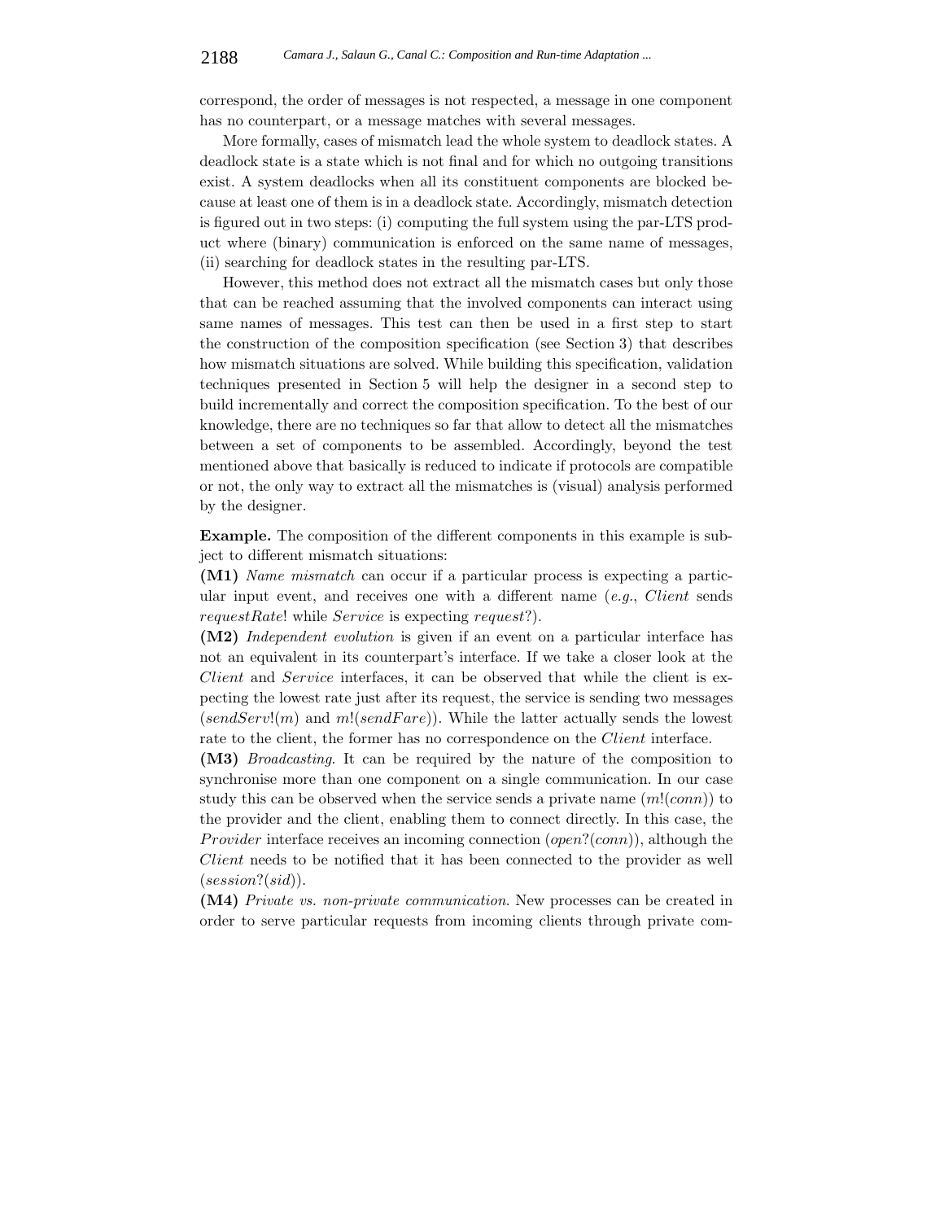correspond, the order of messages is not respected, a message in one component has no counterpart, or a message matches with several messages.

More formally, cases of mismatch lead the whole system to deadlock states. A deadlock state is a state which is not final and for which no outgoing transitions exist. A system deadlocks when all its constituent components are blocked because at least one of them is in a deadlock state. Accordingly, mismatch detection is figured out in two steps: (i) computing the full system using the par-LTS product where (binary) communication is enforced on the same name of messages, (ii) searching for deadlock states in the resulting par-LTS.

However, this method does not extract all the mismatch cases but only those that can be reached assuming that the involved components can interact using same names of messages. This test can then be used in a first step to start the construction of the composition specification (see Section 3) that describes how mismatch situations are solved. While building this specification, validation techniques presented in Section 5 will help the designer in a second step to build incrementally and correct the composition specification. To the best of our knowledge, there are no techniques so far that allow to detect all the mismatches between a set of components to be assembled. Accordingly, beyond the test mentioned above that basically is reduced to indicate if protocols are compatible or not, the only way to extract all the mismatches is (visual) analysis performed by the designer.

**Example.** The composition of the different components in this example is subject to different mismatch situations:

**(M1)** *Name mismatch* can occur if a particular process is expecting a particular input event, and receives one with a different name (*e.g.*, *Client* sends *requestRate*! while *Service* is expecting *request*?).

**(M2)** *Independent evolution* is given if an event on a particular interface has not an equivalent in its counterpart's interface. If we take a closer look at the *Client* and *Service* interfaces, it can be observed that while the client is expecting the lowest rate just after its request, the service is sending two messages ($sendServ!(m)$ and $m!(sendFare)$). While the latter actually sends the lowest rate to the client, the former has no correspondence on the *Client* interface.

**(M3)** *Broadcasting*. It can be required by the nature of the composition to synchronise more than one component on a single communication. In our case study this can be observed when the service sends a private name ($m!(conn)$) to the provider and the client, enabling them to connect directly. In this case, the *Provider* interface receives an incoming connection ($open?(conn)$), although the *Client* needs to be notified that it has been connected to the provider as well ($session?(sid)$).

**(M4)** *Private vs. non-private communication*. New processes can be created in order to serve particular requests from incoming clients through private com-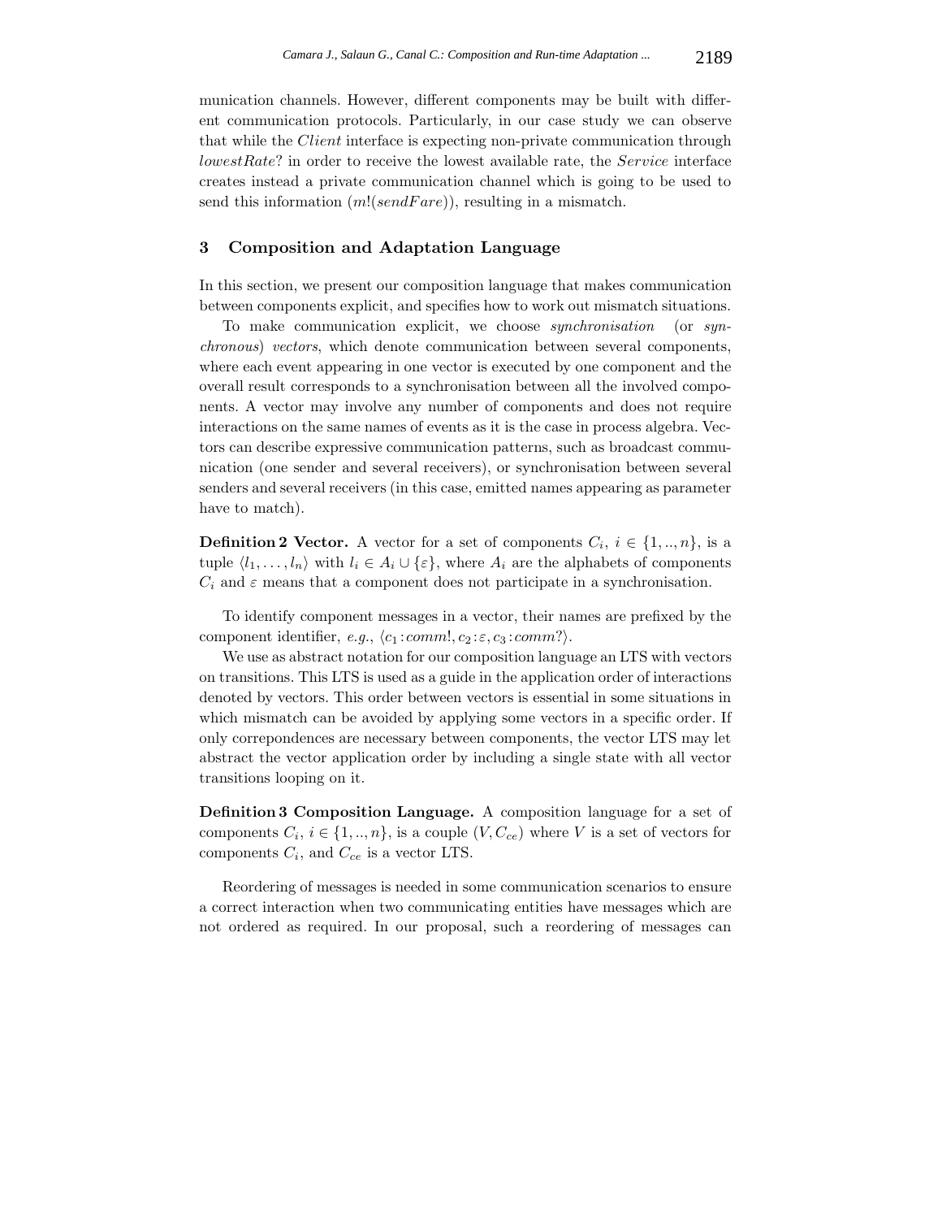munication channels. However, different components may be built with different communication protocols. Particularly, in our case study we can observe that while the *Client* interface is expecting non-private communication through *lowestRate*? in order to receive the lowest available rate, the *Service* interface creates instead a private communication channel which is going to be used to send this information ($m!(sendFare)$), resulting in a mismatch.

## 3 Composition and Adaptation Language

In this section, we present our composition language that makes communication between components explicit, and specifies how to work out mismatch situations.

To make communication explicit, we choose *synchronisation* (or *synchronous*) *vectors*, which denote communication between several components, where each event appearing in one vector is executed by one component and the overall result corresponds to a synchronisation between all the involved components. A vector may involve any number of components and does not require interactions on the same names of events as it is the case in process algebra. Vectors can describe expressive communication patterns, such as broadcast communication (one sender and several receivers), or synchronisation between several senders and several receivers (in this case, emitted names appearing as parameter have to match).

**Definition 2 Vector.** A vector for a set of components $C_i$, $i \in \{1,..,n\}$, is a tuple $\langle l_1, \ldots, l_n \rangle$ with $l_i \in A_i \cup \{\varepsilon\}$, where $A_i$ are the alphabets of components $C_i$ and $\varepsilon$ means that a component does not participate in a synchronisation.

To identify component messages in a vector, their names are prefixed by the component identifier, *e.g.*, $\langle c_1 : comm!, c_2 : \varepsilon, c_3 : comm? \rangle$.

We use as abstract notation for our composition language an LTS with vectors on transitions. This LTS is used as a guide in the application order of interactions denoted by vectors. This order between vectors is essential in some situations in which mismatch can be avoided by applying some vectors in a specific order. If only correpondences are necessary between components, the vector LTS may let abstract the vector application order by including a single state with all vector transitions looping on it.

**Definition 3 Composition Language.** A composition language for a set of components $C_i$, $i \in \{1,..,n\}$, is a couple $(V, C_{ce})$ where $V$ is a set of vectors for components $C_i$, and $C_{ce}$ is a vector LTS.

Reordering of messages is needed in some communication scenarios to ensure a correct interaction when two communicating entities have messages which are not ordered as required. In our proposal, such a reordering of messages can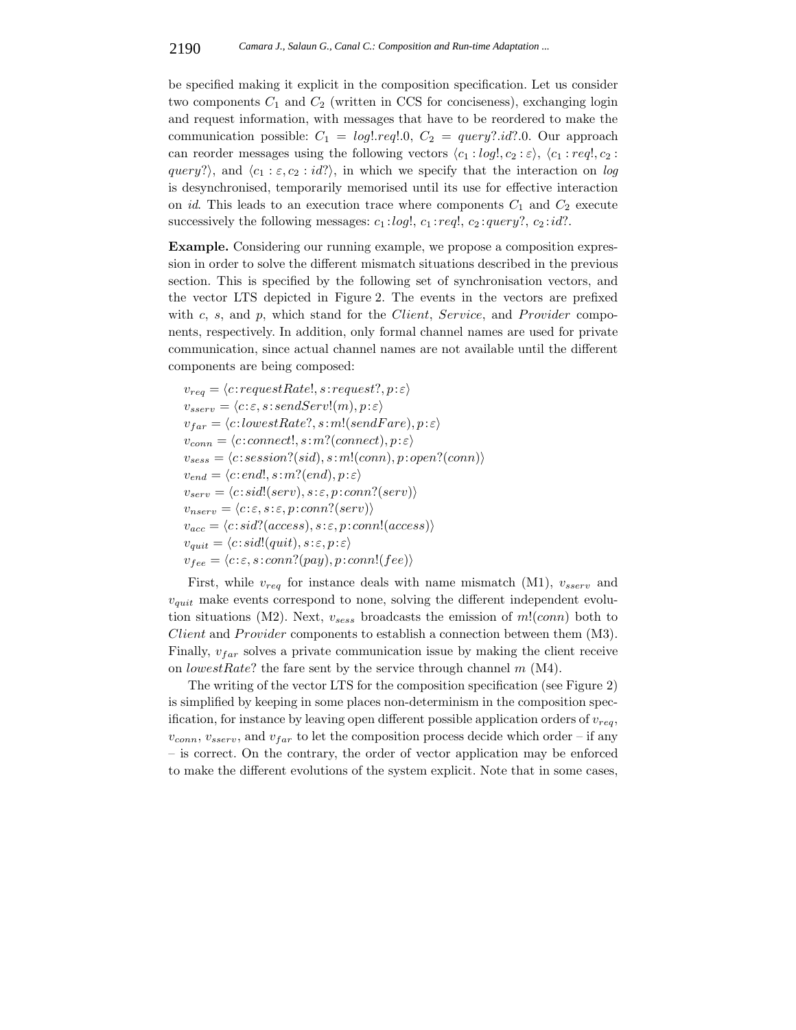be specified making it explicit in the composition specification. Let us consider two components $C_1$ and $C_2$ (written in CCS for conciseness), exchanging login and request information, with messages that have to be reordered to make the communication possible: $C_1 = log!.req!.0$, $C_2 = query?.id?.0$. Our approach can reorder messages using the following vectors $\langle c_1 : log!, c_2 : \varepsilon \rangle$, $\langle c_1 : req!, c_2 : query? \rangle$, and $\langle c_1 : \varepsilon, c_2 : id? \rangle$, in which we specify that the interaction on *log* is desynchronised, temporarily memorised until its use for effective interaction on *id*. This leads to an execution trace where components $C_1$ and $C_2$ execute successively the following messages: $c_1 : log!$, $c_1 : req!$, $c_2 : query?$, $c_2 : id?$.

**Example.** Considering our running example, we propose a composition expression in order to solve the different mismatch situations described in the previous section. This is specified by the following set of synchronisation vectors, and the vector LTS depicted in Figure 2. The events in the vectors are prefixed with $c$, $s$, and $p$, which stand for the *Client*, *Service*, and *Provider* components, respectively. In addition, only formal channel names are used for private communication, since actual channel names are not available until the different components are being composed:

$$v_{req} = \langle c : requestRate!, s : request?, p : \varepsilon \rangle$$
$$v_{sserv} = \langle c : \varepsilon, s : sendServ!(m), p : \varepsilon \rangle$$
$$v_{far} = \langle c : lowestRate?, s : m!(sendFare), p : \varepsilon \rangle$$
$$v_{conn} = \langle c : connect!, s : m?(connect), p : \varepsilon \rangle$$
$$v_{sess} = \langle c : session?(sid), s : m!(conn), p : open?(conn) \rangle$$
$$v_{end} = \langle c : end!, s : m?(end), p : \varepsilon \rangle$$
$$v_{serv} = \langle c : sid!(serv), s : \varepsilon, p : conn?(serv) \rangle$$
$$v_{nserv} = \langle c : \varepsilon, s : \varepsilon, p : conn?(serv) \rangle$$
$$v_{acc} = \langle c : sid?(access), s : \varepsilon, p : conn!(access) \rangle$$
$$v_{quit} = \langle c : sid!(quit), s : \varepsilon, p : \varepsilon \rangle$$
$$v_{fee} = \langle c : \varepsilon, s : conn?(pay), p : conn!(fee) \rangle$$

First, while $v_{req}$ for instance deals with name mismatch (M1), $v_{sserv}$ and $v_{quit}$ make events correspond to none, solving the different independent evolution situations (M2). Next, $v_{sess}$ broadcasts the emission of $m!(conn)$ both to *Client* and *Provider* components to establish a connection between them (M3). Finally, $v_{far}$ solves a private communication issue by making the client receive on *lowestRate*? the fare sent by the service through channel $m$ (M4).

The writing of the vector LTS for the composition specification (see Figure 2) is simplified by keeping in some places non-determinism in the composition specification, for instance by leaving open different possible application orders of $v_{req}$, $v_{conn}$, $v_{sserv}$, and $v_{far}$ to let the composition process decide which order – if any – is correct. On the contrary, the order of vector application may be enforced to make the different evolutions of the system explicit. Note that in some cases,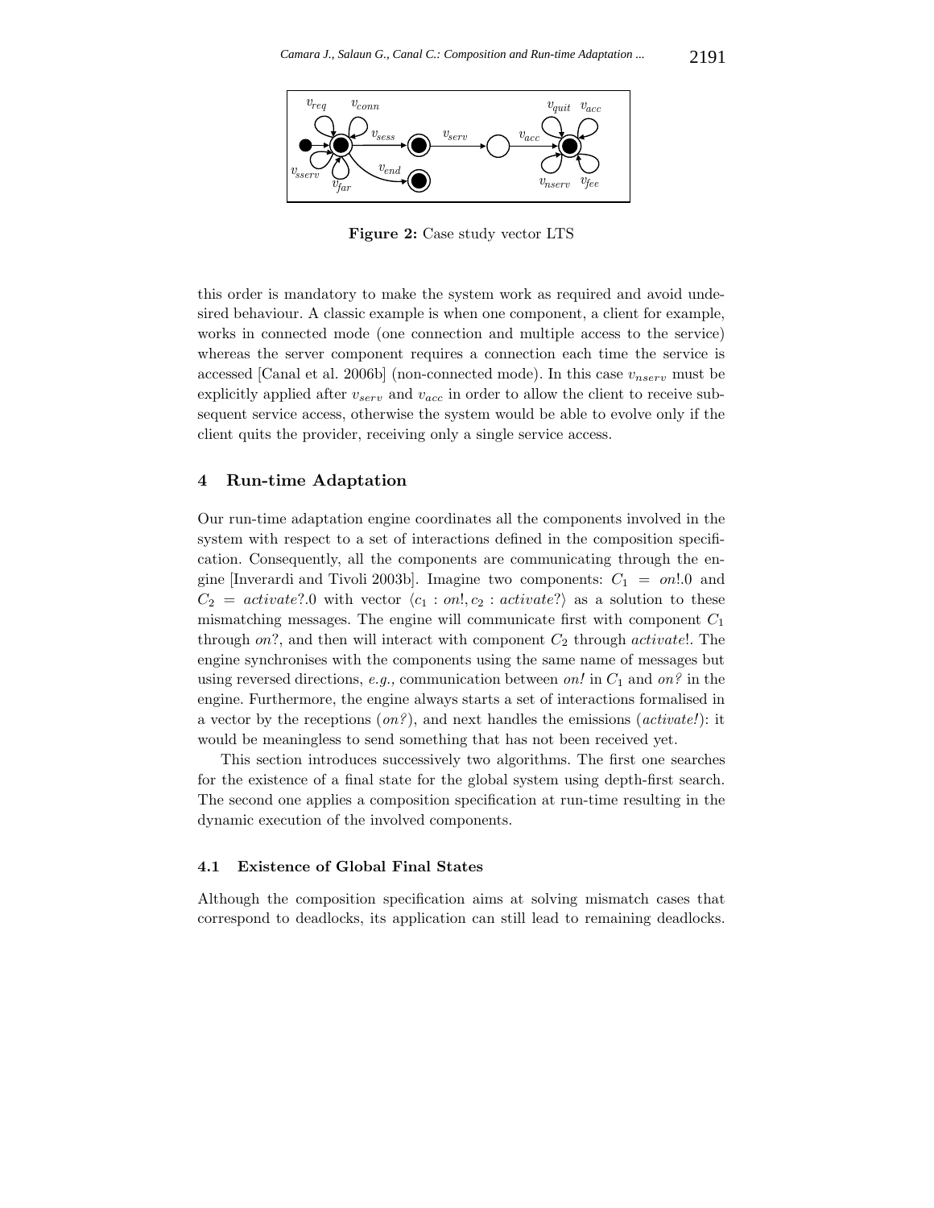**Figure 2:** Case study vector LTS

this order is mandatory to make the system work as required and avoid undesired behaviour. A classic example is when one component, a client for example, works in connected mode (one connection and multiple access to the service) whereas the server component requires a connection each time the service is accessed [Canal et al. 2006b] (non-connected mode). In this case $v_{nserv}$ must be explicitly applied after $v_{serv}$ and $v_{acc}$ in order to allow the client to receive subsequent service access, otherwise the system would be able to evolve only if the client quits the provider, receiving only a single service access.

## 4 Run-time Adaptation

Our run-time adaptation engine coordinates all the components involved in the system with respect to a set of interactions defined in the composition specification. Consequently, all the components are communicating through the engine [Inverardi and Tivoli 2003b]. Imagine two components: $C_1 = on!.0$ and $C_2 = activate?.0$ with vector $\langle c_1 : on!, c_2 : activate? \rangle$ as a solution to these mismatching messages. The engine will communicate first with component $C_1$ through $on?$, and then will interact with component $C_2$ through $activate!$. The engine synchronises with the components using the same name of messages but using reversed directions, *e.g.,* communication between *on!* in $C_1$ and *on?* in the engine. Furthermore, the engine always starts a set of interactions formalised in a vector by the receptions (*on?*), and next handles the emissions (*activate!*): it would be meaningless to send something that has not been received yet.

This section introduces successively two algorithms. The first one searches for the existence of a final state for the global system using depth-first search. The second one applies a composition specification at run-time resulting in the dynamic execution of the involved components.

### 4.1 Existence of Global Final States

Although the composition specification aims at solving mismatch cases that correspond to deadlocks, its application can still lead to remaining deadlocks.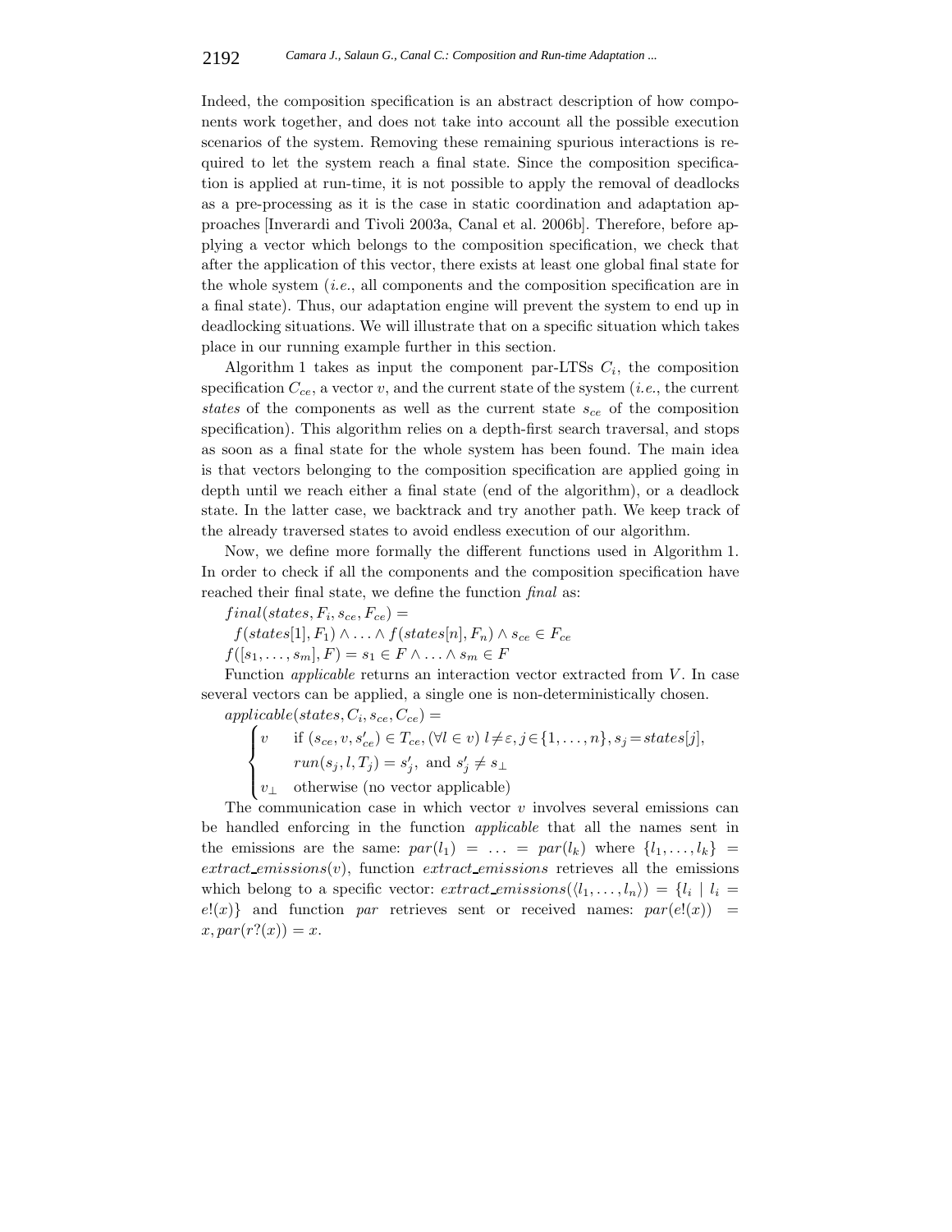Indeed, the composition specification is an abstract description of how components work together, and does not take into account all the possible execution scenarios of the system. Removing these remaining spurious interactions is required to let the system reach a final state. Since the composition specification is applied at run-time, it is not possible to apply the removal of deadlocks as a pre-processing as it is the case in static coordination and adaptation approaches [Inverardi and Tivoli 2003a, Canal et al. 2006b]. Therefore, before applying a vector which belongs to the composition specification, we check that after the application of this vector, there exists at least one global final state for the whole system (*i.e.*, all components and the composition specification are in a final state). Thus, our adaptation engine will prevent the system to end up in deadlocking situations. We will illustrate that on a specific situation which takes place in our running example further in this section.

Algorithm 1 takes as input the component par-LTSs $C_i$, the composition specification $C_{ce}$, a vector $v$, and the current state of the system (*i.e.*, the current *states* of the components as well as the current state $s_{ce}$ of the composition specification). This algorithm relies on a depth-first search traversal, and stops as soon as a final state for the whole system has been found. The main idea is that vectors belonging to the composition specification are applied going in depth until we reach either a final state (end of the algorithm), or a deadlock state. In the latter case, we backtrack and try another path. We keep track of the already traversed states to avoid endless execution of our algorithm.

Now, we define more formally the different functions used in Algorithm 1. In order to check if all the components and the composition specification have reached their final state, we define the function *final* as:

$final(states, F_i, s_{ce}, F_{ce}) =$
$\quad f(states[1], F_1) \wedge \ldots \wedge f(states[n], F_n) \wedge s_{ce} \in F_{ce}$
$f([s_1, \ldots, s_m], F) = s_1 \in F \wedge \ldots \wedge s_m \in F$

Function *applicable* returns an interaction vector extracted from $V$. In case several vectors can be applied, a single one is non-deterministically chosen.

$$applicable(states, C_i, s_{ce}, C_{ce}) = \begin{cases} v & \text{if } (s_{ce}, v, s'_{ce}) \in T_{ce}, (\forall l \in v)\; l \neq \varepsilon, j \in \{1, \ldots, n\}, s_j = states[j], \\ & \quad run(s_j, l, T_j) = s'_j, \text{ and } s'_j \neq s_\perp \\ v_\perp & \text{otherwise (no vector applicable)} \end{cases}$$

The communication case in which vector $v$ involves several emissions can be handled enforcing in the function *applicable* that all the names sent in the emissions are the same: $par(l_1) = \ldots = par(l_k)$ where $\{l_1, \ldots, l_k\} = extract\_emissions(v)$, function $extract\_emissions$ retrieves all the emissions which belong to a specific vector: $extract\_emissions(\langle l_1, \ldots, l_n \rangle) = \{l_i \mid l_i = e!(x)\}$ and function *par* retrieves sent or received names: $par(e!(x)) = x, par(r?(x)) = x$.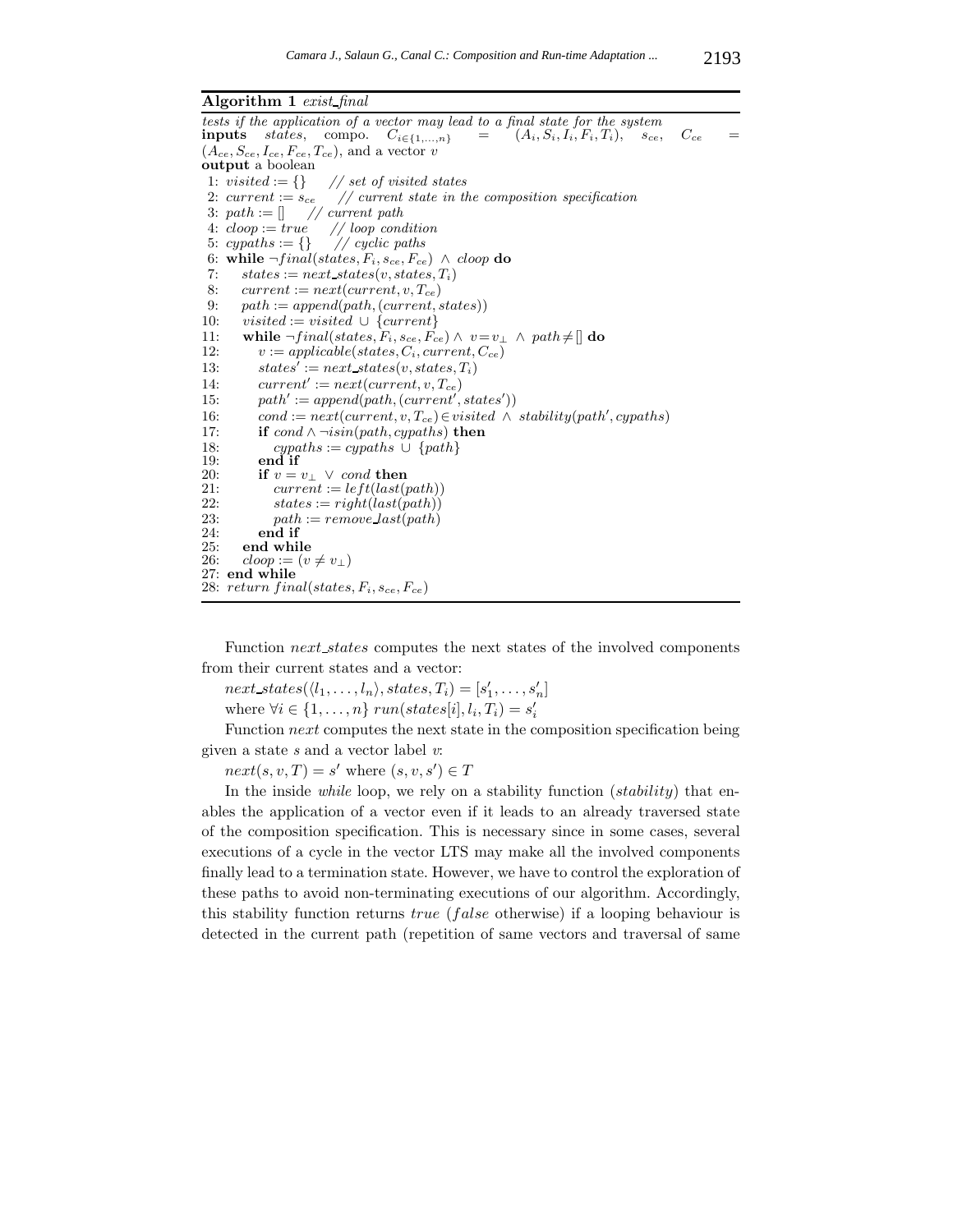**Algorithm 1** *exist_final*

*tests if the application of a vector may lead to a final state for the system*
**inputs** *states*, compo. $C_{i\in\{1,\ldots,n\}} = (A_i, S_i, I_i, F_i, T_i)$, $s_{ce}$, $C_{ce} = (A_{ce}, S_{ce}, I_{ce}, F_{ce}, T_{ce})$, and a vector $v$
**output** a boolean

```
 1: visited := {}    // set of visited states
 2: current := s_ce    // current state in the composition specification
 3: path := []    // current path
 4: cloop := true    // loop condition
 5: cypaths := {}    // cyclic paths
 6: while ¬final(states, F_i, s_ce, F_ce) ∧ cloop do
 7:    states := next_states(v, states, T_i)
 8:    current := next(current, v, T_ce)
 9:    path := append(path, (current, states))
10:    visited := visited ∪ {current}
11:    while ¬final(states, F_i, s_ce, F_ce) ∧ v = v_⊥ ∧ path ≠ [] do
12:       v := applicable(states, C_i, current, C_ce)
13:       states' := next_states(v, states, T_i)
14:       current' := next(current, v, T_ce)
15:       path' := append(path, (current', states'))
16:       cond := next(current, v, T_ce) ∈ visited ∧ stability(path', cypaths)
17:       if cond ∧ ¬isin(path, cypaths) then
18:          cypaths := cypaths ∪ {path}
19:       end if
20:       if v = v_⊥ ∨ cond then
21:          current := left(last(path))
22:          states := right(last(path))
23:          path := remove_last(path)
24:       end if
25:    end while
26:    cloop := (v ≠ v_⊥)
27: end while
28: return final(states, F_i, s_ce, F_ce)
```

Function *next_states* computes the next states of the involved components from their current states and a vector:

$next\_states(\langle l_1, \ldots, l_n \rangle, states, T_i) = [s'_1, \ldots, s'_n]$
where $\forall i \in \{1, \ldots, n\}\ run(states[i], l_i, T_i) = s'_i$

Function *next* computes the next state in the composition specification being given a state $s$ and a vector label $v$:

$next(s, v, T) = s'$ where $(s, v, s') \in T$

In the inside *while* loop, we rely on a stability function (*stability*) that enables the application of a vector even if it leads to an already traversed state of the composition specification. This is necessary since in some cases, several executions of a cycle in the vector LTS may make all the involved components finally lead to a termination state. However, we have to control the exploration of these paths to avoid non-terminating executions of our algorithm. Accordingly, this stability function returns *true* (*false* otherwise) if a looping behaviour is detected in the current path (repetition of same vectors and traversal of same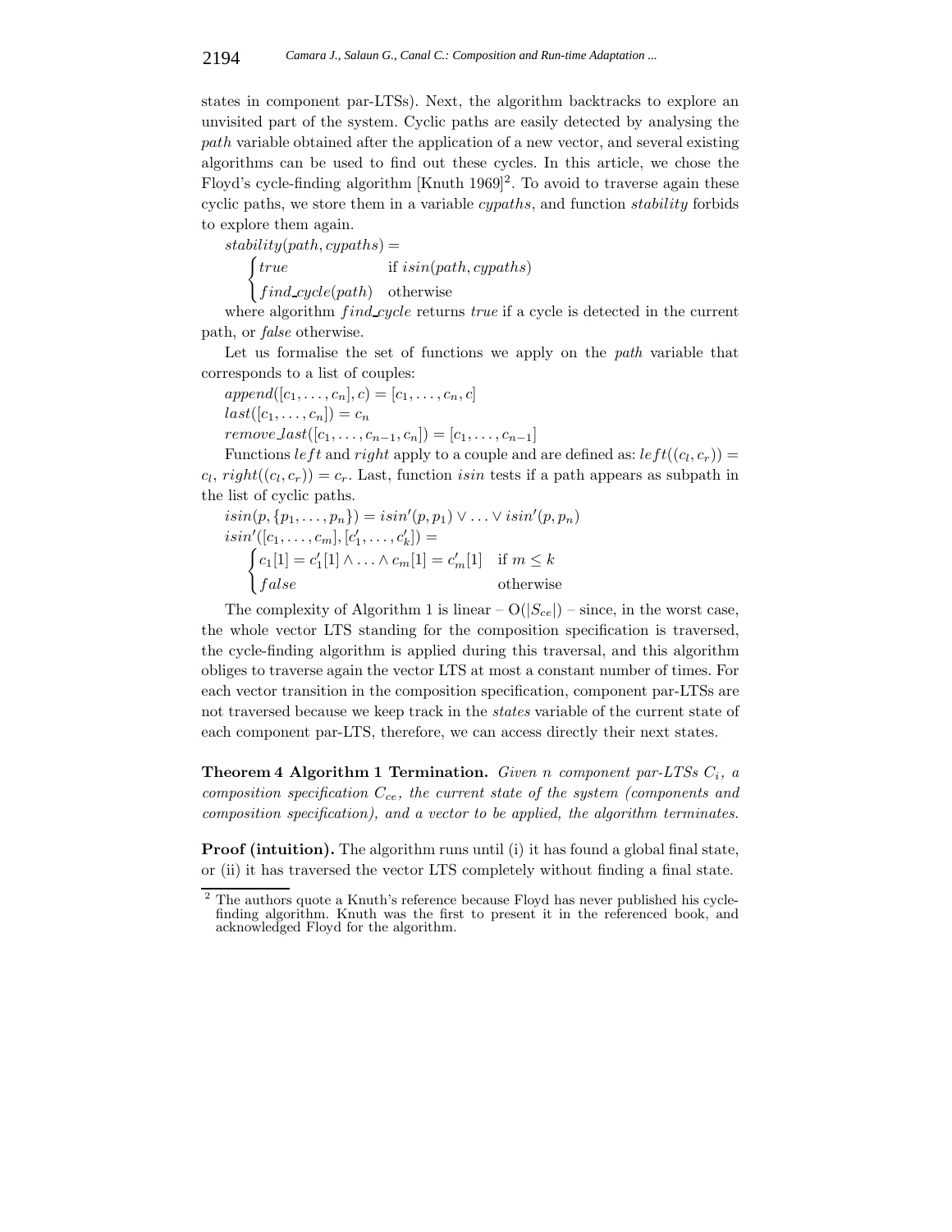states in component par-LTSs). Next, the algorithm backtracks to explore an unvisited part of the system. Cyclic paths are easily detected by analysing the *path* variable obtained after the application of a new vector, and several existing algorithms can be used to find out these cycles. In this article, we chose the Floyd's cycle-finding algorithm [Knuth 1969][2]. To avoid to traverse again these cyclic paths, we store them in a variable *cypaths*, and function *stability* forbids to explore them again.

$$stability(path, cypaths) = \begin{cases} true & \text{if } isin(path, cypaths) \\ find\_cycle(path) & \text{otherwise} \end{cases}$$

where algorithm $find\_cycle$ returns *true* if a cycle is detected in the current path, or *false* otherwise.

Let us formalise the set of functions we apply on the *path* variable that corresponds to a list of couples:

$append([c_1, \ldots, c_n], c) = [c_1, \ldots, c_n, c]$

$last([c_1, \ldots, c_n]) = c_n$

$remove\_last([c_1, \ldots, c_{n-1}, c_n]) = [c_1, \ldots, c_{n-1}]$

Functions $left$ and $right$ apply to a couple and are defined as: $left((c_l, c_r)) = c_l$, $right((c_l, c_r)) = c_r$. Last, function *isin* tests if a path appears as subpath in the list of cyclic paths.

$isin(p, \{p_1, \ldots, p_n\}) = isin'(p, p_1) \vee \ldots \vee isin'(p, p_n)$

$$isin'([c_1, \ldots, c_m], [c'_1, \ldots, c'_k]) = \begin{cases} c_1[1] = c'_1[1] \wedge \ldots \wedge c_m[1] = c'_m[1] & \text{if } m \leq k \\ false & \text{otherwise} \end{cases}$$

The complexity of Algorithm 1 is linear – $O(|S_{ce}|)$ – since, in the worst case, the whole vector LTS standing for the composition specification is traversed, the cycle-finding algorithm is applied during this traversal, and this algorithm obliges to traverse again the vector LTS at most a constant number of times. For each vector transition in the composition specification, component par-LTSs are not traversed because we keep track in the *states* variable of the current state of each component par-LTS, therefore, we can access directly their next states.

**Theorem 4 Algorithm 1 Termination.** *Given n component par-LTSs $C_i$, a composition specification $C_{ce}$, the current state of the system (components and composition specification), and a vector to be applied, the algorithm terminates.*

**Proof (intuition).** The algorithm runs until (i) it has found a global final state, or (ii) it has traversed the vector LTS completely without finding a final state.

[2] The authors quote a Knuth's reference because Floyd has never published his cycle-finding algorithm. Knuth was the first to present it in the referenced book, and acknowledged Floyd for the algorithm.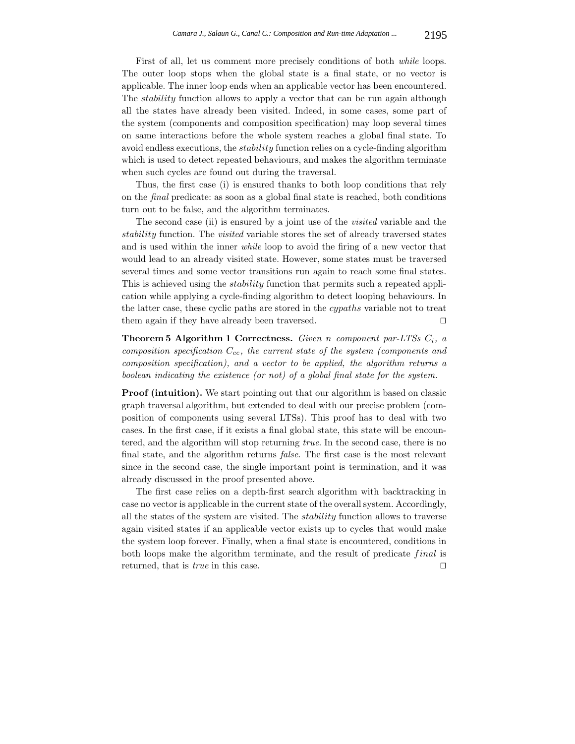First of all, let us comment more precisely conditions of both *while* loops. The outer loop stops when the global state is a final state, or no vector is applicable. The inner loop ends when an applicable vector has been encountered. The *stability* function allows to apply a vector that can be run again although all the states have already been visited. Indeed, in some cases, some part of the system (components and composition specification) may loop several times on same interactions before the whole system reaches a global final state. To avoid endless executions, the *stability* function relies on a cycle-finding algorithm which is used to detect repeated behaviours, and makes the algorithm terminate when such cycles are found out during the traversal.

Thus, the first case (i) is ensured thanks to both loop conditions that rely on the *final* predicate: as soon as a global final state is reached, both conditions turn out to be false, and the algorithm terminates.

The second case (ii) is ensured by a joint use of the *visited* variable and the *stability* function. The *visited* variable stores the set of already traversed states and is used within the inner *while* loop to avoid the firing of a new vector that would lead to an already visited state. However, some states must be traversed several times and some vector transitions run again to reach some final states. This is achieved using the *stability* function that permits such a repeated application while applying a cycle-finding algorithm to detect looping behaviours. In the latter case, these cyclic paths are stored in the *cypaths* variable not to treat them again if they have already been traversed. □

**Theorem 5 Algorithm 1 Correctness.** *Given n component par-LTSs $C_i$, a composition specification $C_{ce}$, the current state of the system (components and composition specification), and a vector to be applied, the algorithm returns a boolean indicating the existence (or not) of a global final state for the system.*

**Proof (intuition).** We start pointing out that our algorithm is based on classic graph traversal algorithm, but extended to deal with our precise problem (composition of components using several LTSs). This proof has to deal with two cases. In the first case, if it exists a final global state, this state will be encountered, and the algorithm will stop returning *true*. In the second case, there is no final state, and the algorithm returns *false*. The first case is the most relevant since in the second case, the single important point is termination, and it was already discussed in the proof presented above.

The first case relies on a depth-first search algorithm with backtracking in case no vector is applicable in the current state of the overall system. Accordingly, all the states of the system are visited. The *stability* function allows to traverse again visited states if an applicable vector exists up to cycles that would make the system loop forever. Finally, when a final state is encountered, conditions in both loops make the algorithm terminate, and the result of predicate $final$ is returned, that is *true* in this case. □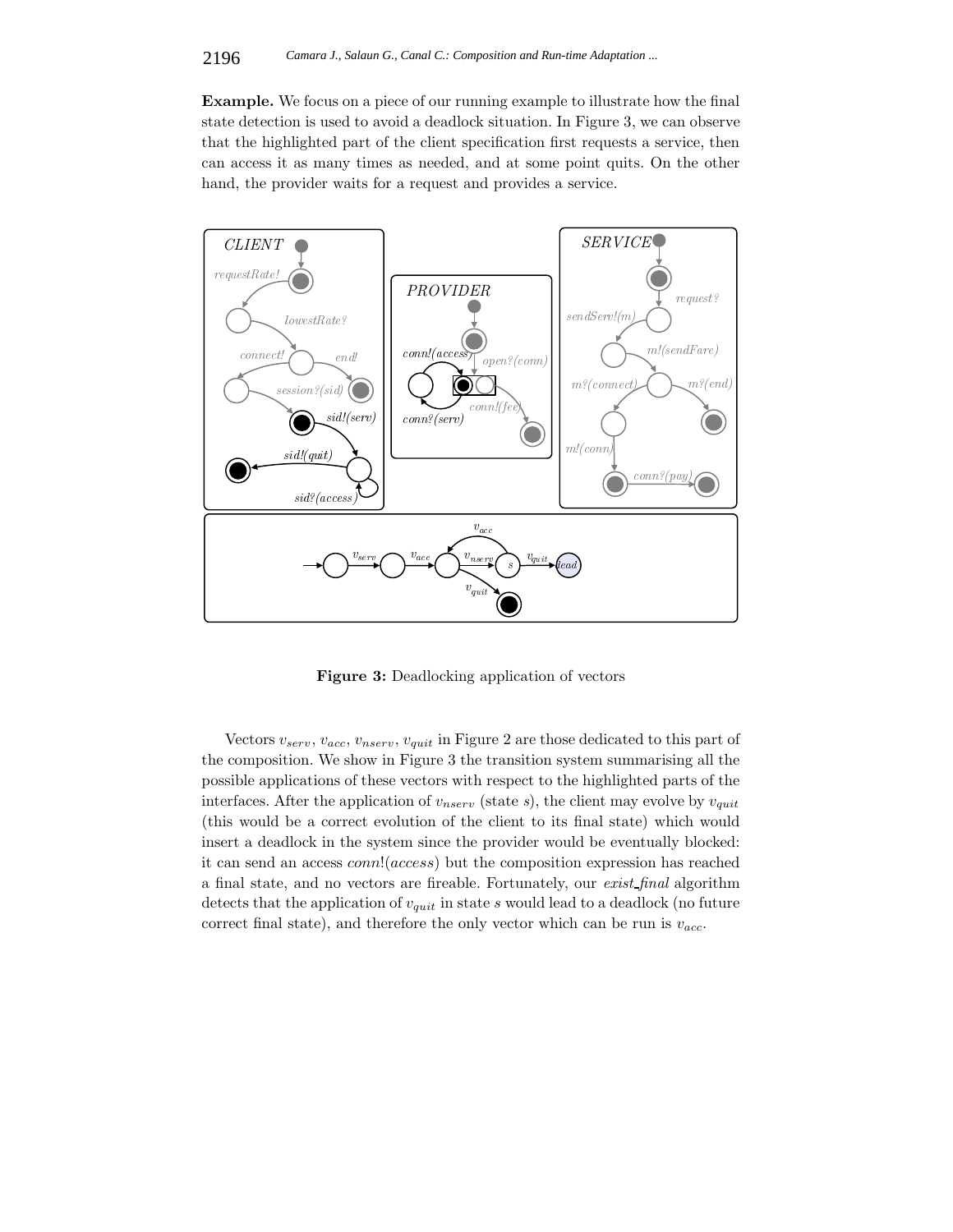**Example.** We focus on a piece of our running example to illustrate how the final state detection is used to avoid a deadlock situation. In Figure 3, we can observe that the highlighted part of the client specification first requests a service, then can access it as many times as needed, and at some point quits. On the other hand, the provider waits for a request and provides a service.

**Figure 3:** Deadlocking application of vectors

Vectors $v_{serv}$, $v_{acc}$, $v_{nserv}$, $v_{quit}$ in Figure 2 are those dedicated to this part of the composition. We show in Figure 3 the transition system summarising all the possible applications of these vectors with respect to the highlighted parts of the interfaces. After the application of $v_{nserv}$ (state $s$), the client may evolve by $v_{quit}$ (this would be a correct evolution of the client to its final state) which would insert a deadlock in the system since the provider would be eventually blocked: it can send an access *conn*!(*access*) but the composition expression has reached a final state, and no vectors are fireable. Fortunately, our *exist_final* algorithm detects that the application of $v_{quit}$ in state $s$ would lead to a deadlock (no future correct final state), and therefore the only vector which can be run is $v_{acc}$.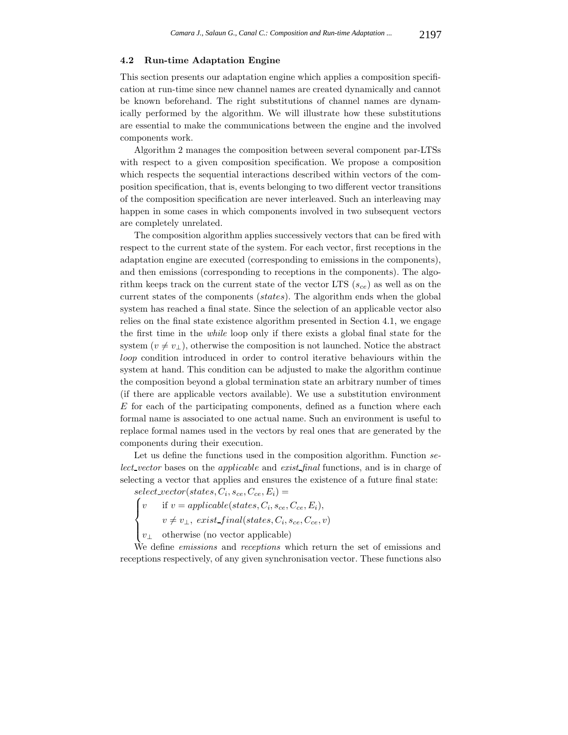### 4.2 Run-time Adaptation Engine

This section presents our adaptation engine which applies a composition specification at run-time since new channel names are created dynamically and cannot be known beforehand. The right substitutions of channel names are dynamically performed by the algorithm. We will illustrate how these substitutions are essential to make the communications between the engine and the involved components work.

Algorithm 2 manages the composition between several component par-LTSs with respect to a given composition specification. We propose a composition which respects the sequential interactions described within vectors of the composition specification, that is, events belonging to two different vector transitions of the composition specification are never interleaved. Such an interleaving may happen in some cases in which components involved in two subsequent vectors are completely unrelated.

The composition algorithm applies successively vectors that can be fired with respect to the current state of the system. For each vector, first receptions in the adaptation engine are executed (corresponding to emissions in the components), and then emissions (corresponding to receptions in the components). The algorithm keeps track on the current state of the vector LTS ($s_{ce}$) as well as on the current states of the components (*states*). The algorithm ends when the global system has reached a final state. Since the selection of an applicable vector also relies on the final state existence algorithm presented in Section 4.1, we engage the first time in the *while* loop only if there exists a global final state for the system ($v \neq v_\perp$), otherwise the composition is not launched. Notice the abstract *loop* condition introduced in order to control iterative behaviours within the system at hand. This condition can be adjusted to make the algorithm continue the composition beyond a global termination state an arbitrary number of times (if there are applicable vectors available). We use a substitution environment $E$ for each of the participating components, defined as a function where each formal name is associated to one actual name. Such an environment is useful to replace formal names used in the vectors by real ones that are generated by the components during their execution.

Let us define the functions used in the composition algorithm. Function *select_vector* bases on the *applicable* and *exist_final* functions, and is in charge of selecting a vector that applies and ensures the existence of a future final state:

$$select\_vector(states, C_i, s_{ce}, C_{ce}, E_i) =$$
$$\begin{cases} v & \text{if } v = applicable(states, C_i, s_{ce}, C_{ce}, E_i), \\ & v \neq v_\perp,\ exist\_final(states, C_i, s_{ce}, C_{ce}, v) \\ v_\perp & \text{otherwise (no vector applicable)} \end{cases}$$

We define *emissions* and *receptions* which return the set of emissions and receptions respectively, of any given synchronisation vector. These functions also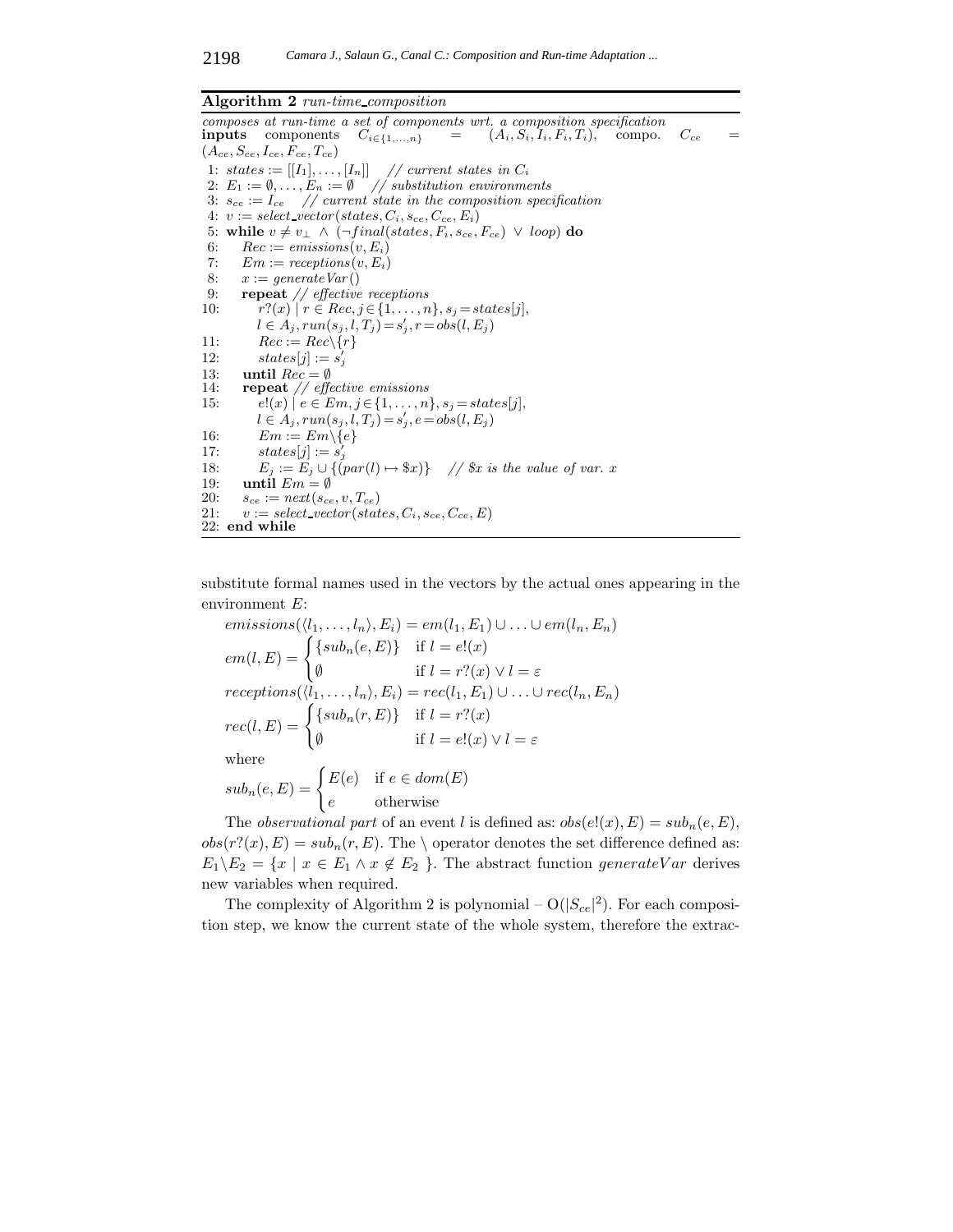**Algorithm 2** *run-time_composition*

*composes at run-time a set of components wrt. a composition specification*
**inputs** components $C_{i\in\{1,\ldots,n\}} = (A_i, S_i, I_i, F_i, T_i)$, compo. $C_{ce} = (A_{ce}, S_{ce}, I_{ce}, F_{ce}, T_{ce})$

```
1: states := [[I_1], ..., [I_n]]   // current states in C_i
2: E_1 := ∅, ..., E_n := ∅   // substitution environments
3: s_ce := I_ce   // current state in the composition specification
4: v := select_vector(states, C_i, s_ce, C_ce, E_i)
5: while v ≠ v_⊥ ∧ (¬final(states, F_i, s_ce, F_ce) ∨ loop) do
6:    Rec := emissions(v, E_i)
7:    Em := receptions(v, E_i)
8:    x := generateVar()
9:    repeat // effective receptions
10:      r?(x) | r ∈ Rec, j ∈ {1, ..., n}, s_j = states[j],
         l ∈ A_j, run(s_j, l, T_j) = s'_j, r = obs(l, E_j)
11:      Rec := Rec\{r}
12:      states[j] := s'_j
13:   until Rec = ∅
14:   repeat // effective emissions
15:      e!(x) | e ∈ Em, j ∈ {1, ..., n}, s_j = states[j],
         l ∈ A_j, run(s_j, l, T_j) = s'_j, e = obs(l, E_j)
16:      Em := Em\{e}
17:      states[j] := s'_j
18:      E_j := E_j ∪ {(par(l) ↦ $x)}   // $x is the value of var. x
19:   until Em = ∅
20:   s_ce := next(s_ce, v, T_ce)
21:   v := select_vector(states, C_i, s_ce, C_ce, E)
22: end while
```

substitute formal names used in the vectors by the actual ones appearing in the environment $E$:

$$emissions(\langle l_1, \ldots, l_n\rangle, E_i) = em(l_1, E_1) \cup \ldots \cup em(l_n, E_n)$$

$$em(l, E) = \begin{cases} \{sub_n(e, E)\} & \text{if } l = e!(x) \\ \emptyset & \text{if } l = r?(x) \vee l = \varepsilon \end{cases}$$

$$receptions(\langle l_1, \ldots, l_n\rangle, E_i) = rec(l_1, E_1) \cup \ldots \cup rec(l_n, E_n)$$

$$rec(l, E) = \begin{cases} \{sub_n(r, E)\} & \text{if } l = r?(x) \\ \emptyset & \text{if } l = e!(x) \vee l = \varepsilon \end{cases}$$

where

$$sub_n(e, E) = \begin{cases} E(e) & \text{if } e \in dom(E) \\ e & \text{otherwise} \end{cases}$$

The *observational part* of an event $l$ is defined as: $obs(e!(x), E) = sub_n(e, E)$, $obs(r?(x), E) = sub_n(r, E)$. The \ operator denotes the set difference defined as: $E_1 \backslash E_2 = \{x \mid x \in E_1 \wedge x \notin E_2\}$. The abstract function $generateVar$ derives new variables when required.

The complexity of Algorithm 2 is polynomial – $O(|S_{ce}|^2)$. For each composition step, we know the current state of the whole system, therefore the extrac-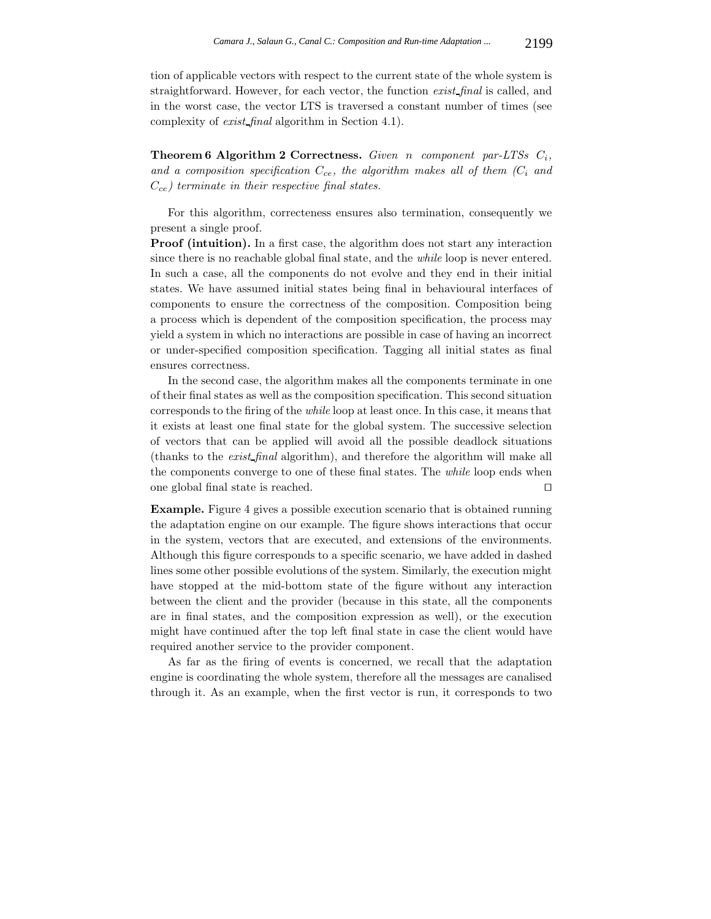tion of applicable vectors with respect to the current state of the whole system is straightforward. However, for each vector, the function *exist_final* is called, and in the worst case, the vector LTS is traversed a constant number of times (see complexity of *exist_final* algorithm in Section 4.1).

**Theorem 6 Algorithm 2 Correctness.** *Given n component par-LTSs $C_i$, and a composition specification $C_{ce}$, the algorithm makes all of them ($C_i$ and $C_{ce}$) terminate in their respective final states.*

For this algorithm, correcteness ensures also termination, consequently we present a single proof.

**Proof (intuition).** In a first case, the algorithm does not start any interaction since there is no reachable global final state, and the *while* loop is never entered. In such a case, all the components do not evolve and they end in their initial states. We have assumed initial states being final in behavioural interfaces of components to ensure the correctness of the composition. Composition being a process which is dependent of the composition specification, the process may yield a system in which no interactions are possible in case of having an incorrect or under-specified composition specification. Tagging all initial states as final ensures correctness.

In the second case, the algorithm makes all the components terminate in one of their final states as well as the composition specification. This second situation corresponds to the firing of the *while* loop at least once. In this case, it means that it exists at least one final state for the global system. The successive selection of vectors that can be applied will avoid all the possible deadlock situations (thanks to the *exist_final* algorithm), and therefore the algorithm will make all the components converge to one of these final states. The *while* loop ends when one global final state is reached. □

**Example.** Figure 4 gives a possible execution scenario that is obtained running the adaptation engine on our example. The figure shows interactions that occur in the system, vectors that are executed, and extensions of the environments. Although this figure corresponds to a specific scenario, we have added in dashed lines some other possible evolutions of the system. Similarly, the execution might have stopped at the mid-bottom state of the figure without any interaction between the client and the provider (because in this state, all the components are in final states, and the composition expression as well), or the execution might have continued after the top left final state in case the client would have required another service to the provider component.

As far as the firing of events is concerned, we recall that the adaptation engine is coordinating the whole system, therefore all the messages are canalised through it. As an example, when the first vector is run, it corresponds to two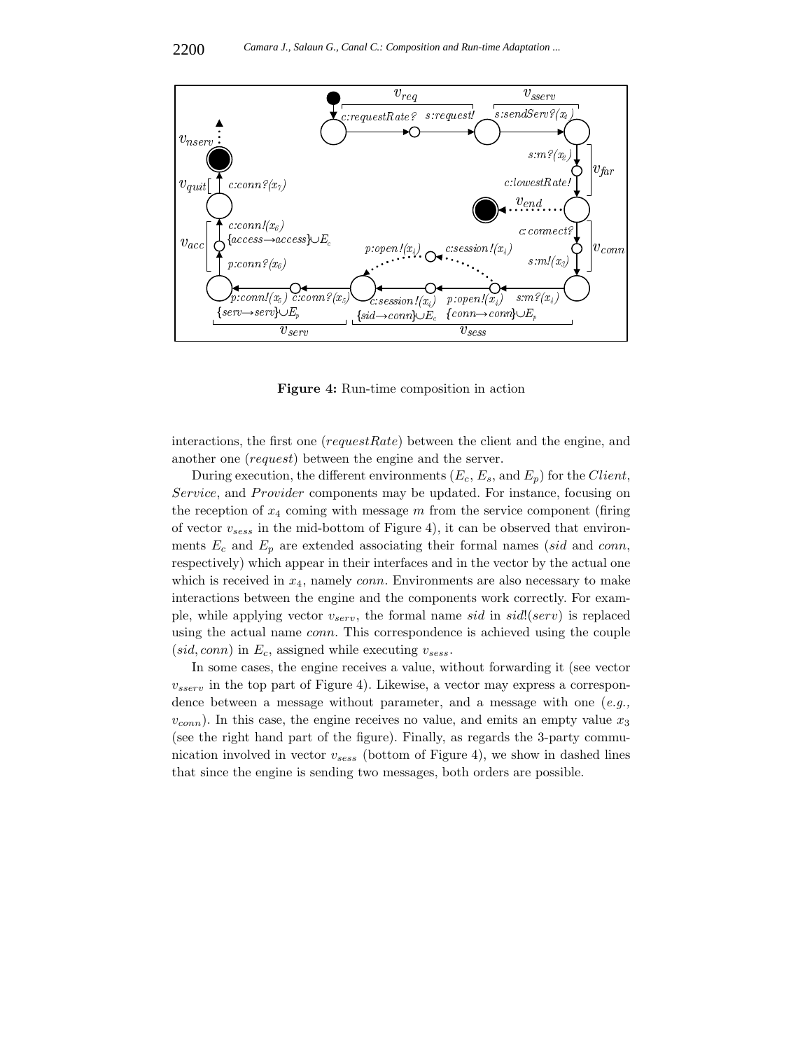**Figure 4:** Run-time composition in action

interactions, the first one (*requestRate*) between the client and the engine, and another one (*request*) between the engine and the server.

During execution, the different environments ($E_c$, $E_s$, and $E_p$) for the *Client*, *Service*, and *Provider* components may be updated. For instance, focusing on the reception of $x_4$ coming with message $m$ from the service component (firing of vector $v_{sess}$ in the mid-bottom of Figure 4), it can be observed that environments $E_c$ and $E_p$ are extended associating their formal names (*sid* and *conn*, respectively) which appear in their interfaces and in the vector by the actual one which is received in $x_4$, namely *conn*. Environments are also necessary to make interactions between the engine and the components work correctly. For example, while applying vector $v_{serv}$, the formal name *sid* in $sid!(serv)$ is replaced using the actual name *conn*. This correspondence is achieved using the couple $(sid, conn)$ in $E_c$, assigned while executing $v_{sess}$.

In some cases, the engine receives a value, without forwarding it (see vector $v_{sserv}$ in the top part of Figure 4). Likewise, a vector may express a correspondence between a message without parameter, and a message with one (*e.g.,* $v_{conn}$). In this case, the engine receives no value, and emits an empty value $x_3$ (see the right hand part of the figure). Finally, as regards the 3-party communication involved in vector $v_{sess}$ (bottom of Figure 4), we show in dashed lines that since the engine is sending two messages, both orders are possible.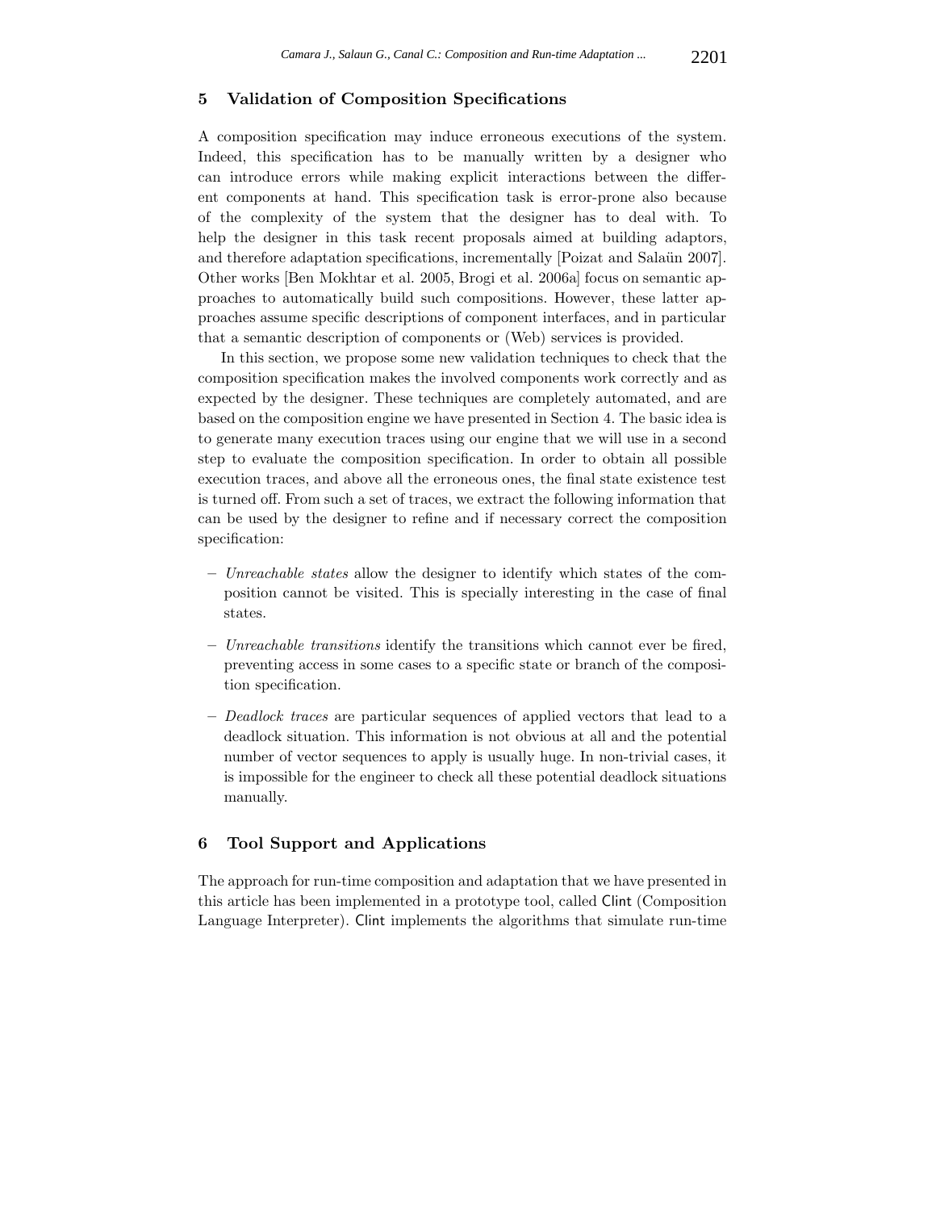## 5 Validation of Composition Specifications

A composition specification may induce erroneous executions of the system. Indeed, this specification has to be manually written by a designer who can introduce errors while making explicit interactions between the different components at hand. This specification task is error-prone also because of the complexity of the system that the designer has to deal with. To help the designer in this task recent proposals aimed at building adaptors, and therefore adaptation specifications, incrementally [Poizat and Salaün 2007]. Other works [Ben Mokhtar et al. 2005, Brogi et al. 2006a] focus on semantic approaches to automatically build such compositions. However, these latter approaches assume specific descriptions of component interfaces, and in particular that a semantic description of components or (Web) services is provided.

In this section, we propose some new validation techniques to check that the composition specification makes the involved components work correctly and as expected by the designer. These techniques are completely automated, and are based on the composition engine we have presented in Section 4. The basic idea is to generate many execution traces using our engine that we will use in a second step to evaluate the composition specification. In order to obtain all possible execution traces, and above all the erroneous ones, the final state existence test is turned off. From such a set of traces, we extract the following information that can be used by the designer to refine and if necessary correct the composition specification:

- *Unreachable states* allow the designer to identify which states of the composition cannot be visited. This is specially interesting in the case of final states.
- *Unreachable transitions* identify the transitions which cannot ever be fired, preventing access in some cases to a specific state or branch of the composition specification.
- *Deadlock traces* are particular sequences of applied vectors that lead to a deadlock situation. This information is not obvious at all and the potential number of vector sequences to apply is usually huge. In non-trivial cases, it is impossible for the engineer to check all these potential deadlock situations manually.

## 6 Tool Support and Applications

The approach for run-time composition and adaptation that we have presented in this article has been implemented in a prototype tool, called Clint (Composition Language Interpreter). Clint implements the algorithms that simulate run-time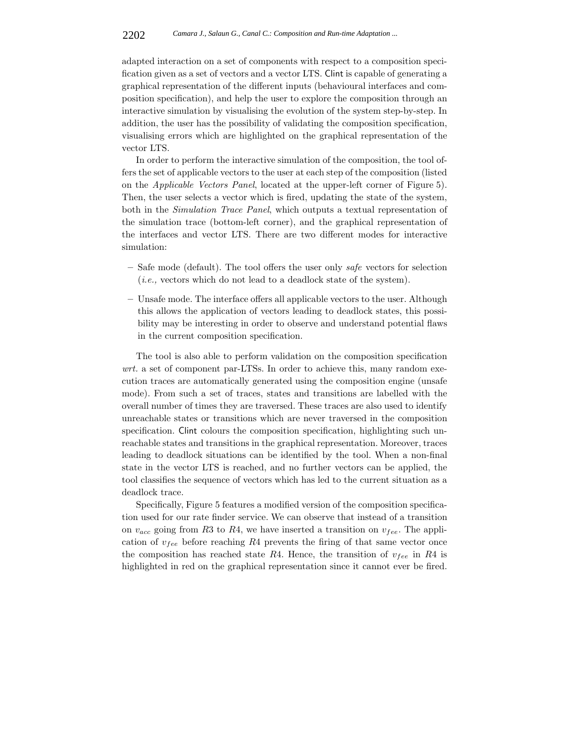adapted interaction on a set of components with respect to a composition specification given as a set of vectors and a vector LTS. Clint is capable of generating a graphical representation of the different inputs (behavioural interfaces and composition specification), and help the user to explore the composition through an interactive simulation by visualising the evolution of the system step-by-step. In addition, the user has the possibility of validating the composition specification, visualising errors which are highlighted on the graphical representation of the vector LTS.

In order to perform the interactive simulation of the composition, the tool offers the set of applicable vectors to the user at each step of the composition (listed on the *Applicable Vectors Panel*, located at the upper-left corner of Figure 5). Then, the user selects a vector which is fired, updating the state of the system, both in the *Simulation Trace Panel*, which outputs a textual representation of the simulation trace (bottom-left corner), and the graphical representation of the interfaces and vector LTS. There are two different modes for interactive simulation:

- Safe mode (default). The tool offers the user only *safe* vectors for selection (*i.e.,* vectors which do not lead to a deadlock state of the system).
- Unsafe mode. The interface offers all applicable vectors to the user. Although this allows the application of vectors leading to deadlock states, this possibility may be interesting in order to observe and understand potential flaws in the current composition specification.

The tool is also able to perform validation on the composition specification *wrt.* a set of component par-LTSs. In order to achieve this, many random execution traces are automatically generated using the composition engine (unsafe mode). From such a set of traces, states and transitions are labelled with the overall number of times they are traversed. These traces are also used to identify unreachable states or transitions which are never traversed in the composition specification. Clint colours the composition specification, highlighting such unreachable states and transitions in the graphical representation. Moreover, traces leading to deadlock situations can be identified by the tool. When a non-final state in the vector LTS is reached, and no further vectors can be applied, the tool classifies the sequence of vectors which has led to the current situation as a deadlock trace.

Specifically, Figure 5 features a modified version of the composition specification used for our rate finder service. We can observe that instead of a transition on $v_{acc}$ going from $R3$ to $R4$, we have inserted a transition on $v_{fee}$. The application of $v_{fee}$ before reaching $R4$ prevents the firing of that same vector once the composition has reached state $R4$. Hence, the transition of $v_{fee}$ in $R4$ is highlighted in red on the graphical representation since it cannot ever be fired.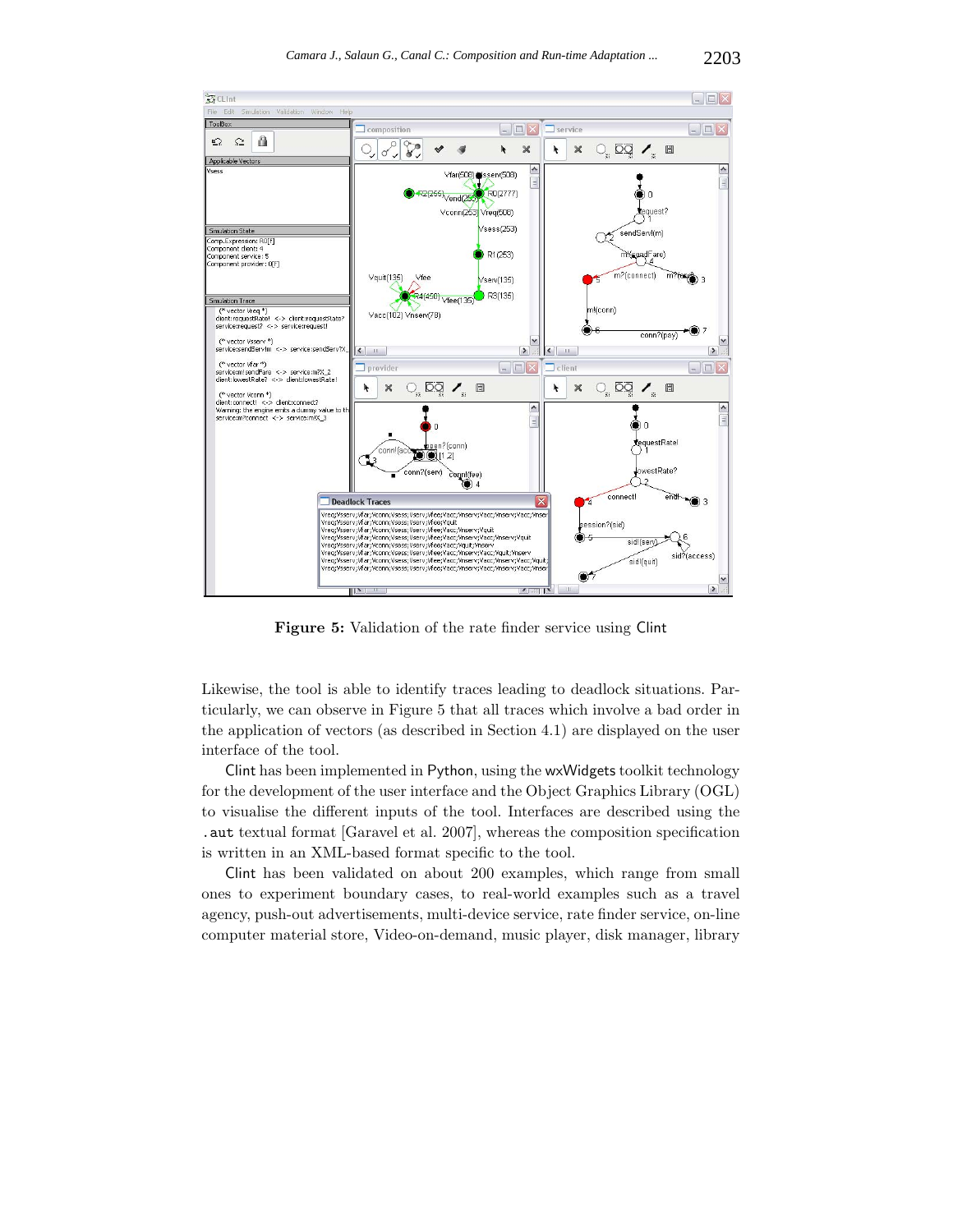**Figure 5:** Validation of the rate finder service using Clint

Likewise, the tool is able to identify traces leading to deadlock situations. Particularly, we can observe in Figure 5 that all traces which involve a bad order in the application of vectors (as described in Section 4.1) are displayed on the user interface of the tool.

Clint has been implemented in Python, using the wxWidgets toolkit technology for the development of the user interface and the Object Graphics Library (OGL) to visualise the different inputs of the tool. Interfaces are described using the `.aut` textual format [Garavel et al. 2007], whereas the composition specification is written in an XML-based format specific to the tool.

Clint has been validated on about 200 examples, which range from small ones to experiment boundary cases, to real-world examples such as a travel agency, push-out advertisements, multi-device service, rate finder service, on-line computer material store, Video-on-demand, music player, disk manager, library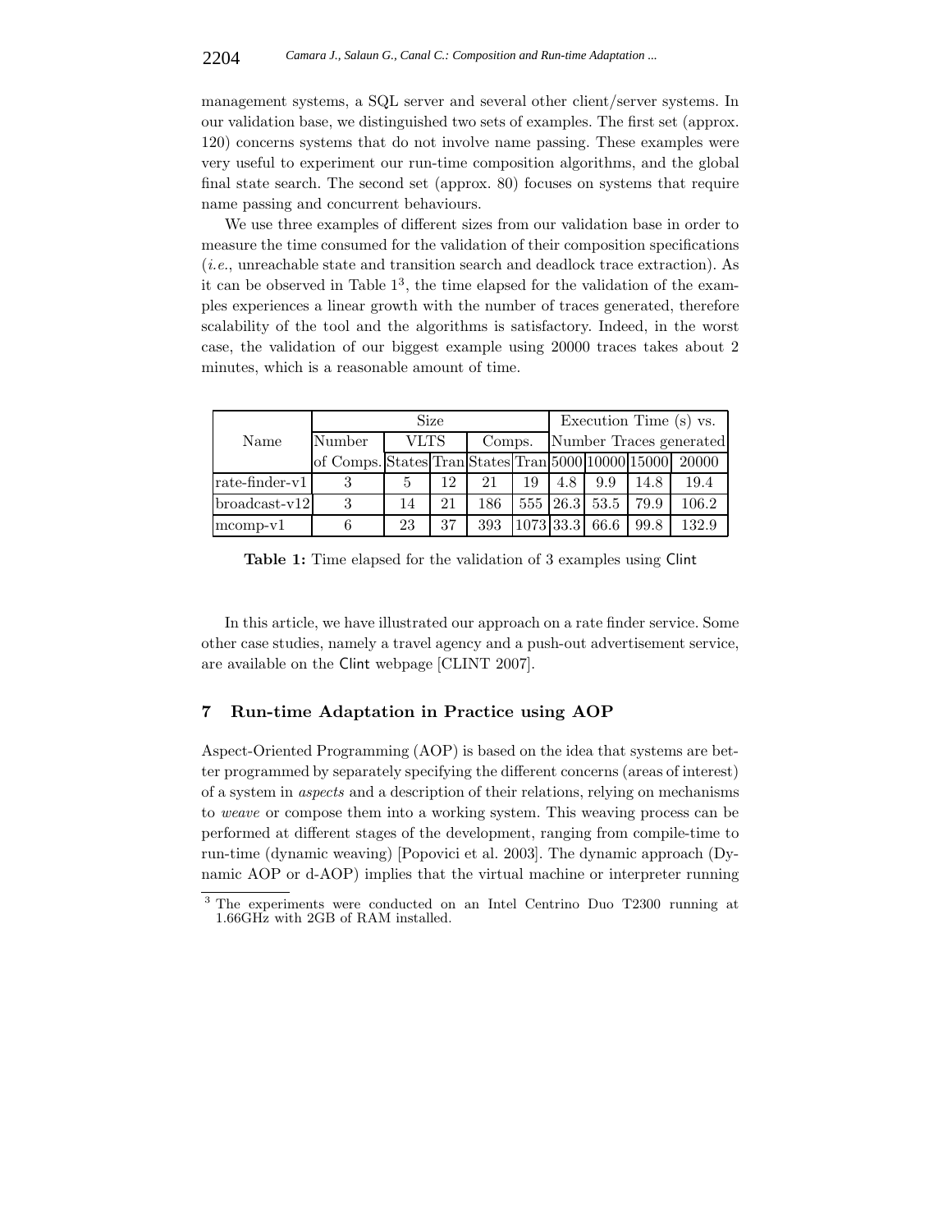management systems, a SQL server and several other client/server systems. In our validation base, we distinguished two sets of examples. The first set (approx. 120) concerns systems that do not involve name passing. These examples were very useful to experiment our run-time composition algorithms, and the global final state search. The second set (approx. 80) focuses on systems that require name passing and concurrent behaviours.

We use three examples of different sizes from our validation base in order to measure the time consumed for the validation of their composition specifications (*i.e.*, unreachable state and transition search and deadlock trace extraction). As it can be observed in Table 1[3], the time elapsed for the validation of the examples experiences a linear growth with the number of traces generated, therefore scalability of the tool and the algorithms is satisfactory. Indeed, in the worst case, the validation of our biggest example using 20000 traces takes about 2 minutes, which is a reasonable amount of time.

| Name | Size | | | | | Execution Time (s) vs. Number Traces generated | | | |
|---|---|---|---|---|---|---|---|---|---|
| | Number of Comps. | VLTS | | Comps. | | | | | |
| | | States | Tran | States | Tran | 5000 | 10000 | 15000 | 20000 |
| rate-finder-v1 | 3 | 5 | 12 | 21 | 19 | 4.8 | 9.9 | 14.8 | 19.4 |
| broadcast-v12 | 3 | 14 | 21 | 186 | 555 | 26.3 | 53.5 | 79.9 | 106.2 |
| mcomp-v1 | 6 | 23 | 37 | 393 | 1073 | 33.3 | 66.6 | 99.8 | 132.9 |

**Table 1:** Time elapsed for the validation of 3 examples using Clint

In this article, we have illustrated our approach on a rate finder service. Some other case studies, namely a travel agency and a push-out advertisement service, are available on the Clint webpage [CLINT 2007].

## 7 Run-time Adaptation in Practice using AOP

Aspect-Oriented Programming (AOP) is based on the idea that systems are better programmed by separately specifying the different concerns (areas of interest) of a system in *aspects* and a description of their relations, relying on mechanisms to *weave* or compose them into a working system. This weaving process can be performed at different stages of the development, ranging from compile-time to run-time (dynamic weaving) [Popovici et al. 2003]. The dynamic approach (Dynamic AOP or d-AOP) implies that the virtual machine or interpreter running

[3] The experiments were conducted on an Intel Centrino Duo T2300 running at 1.66GHz with 2GB of RAM installed.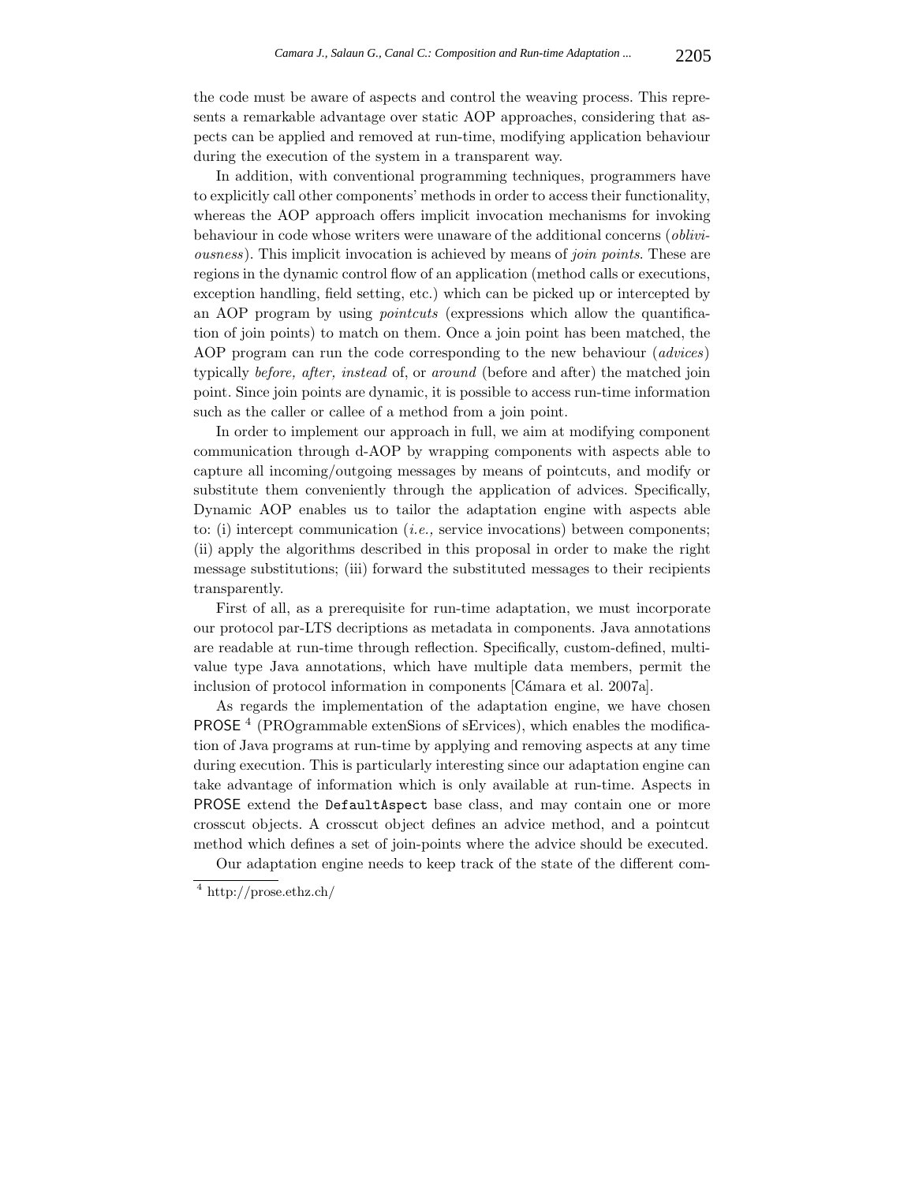the code must be aware of aspects and control the weaving process. This represents a remarkable advantage over static AOP approaches, considering that aspects can be applied and removed at run-time, modifying application behaviour during the execution of the system in a transparent way.

In addition, with conventional programming techniques, programmers have to explicitly call other components' methods in order to access their functionality, whereas the AOP approach offers implicit invocation mechanisms for invoking behaviour in code whose writers were unaware of the additional concerns (*obliviousness*). This implicit invocation is achieved by means of *join points*. These are regions in the dynamic control flow of an application (method calls or executions, exception handling, field setting, etc.) which can be picked up or intercepted by an AOP program by using *pointcuts* (expressions which allow the quantification of join points) to match on them. Once a join point has been matched, the AOP program can run the code corresponding to the new behaviour (*advices*) typically *before, after, instead* of, or *around* (before and after) the matched join point. Since join points are dynamic, it is possible to access run-time information such as the caller or callee of a method from a join point.

In order to implement our approach in full, we aim at modifying component communication through d-AOP by wrapping components with aspects able to capture all incoming/outgoing messages by means of pointcuts, and modify or substitute them conveniently through the application of advices. Specifically, Dynamic AOP enables us to tailor the adaptation engine with aspects able to: (i) intercept communication (*i.e.,* service invocations) between components; (ii) apply the algorithms described in this proposal in order to make the right message substitutions; (iii) forward the substituted messages to their recipients transparently.

First of all, as a prerequisite for run-time adaptation, we must incorporate our protocol par-LTS decriptions as metadata in components. Java annotations are readable at run-time through reflection. Specifically, custom-defined, multi-value type Java annotations, which have multiple data members, permit the inclusion of protocol information in components [Cámara et al. 2007a].

As regards the implementation of the adaptation engine, we have chosen PROSE [4] (PROgrammable extenSions of sErvices), which enables the modification of Java programs at run-time by applying and removing aspects at any time during execution. This is particularly interesting since our adaptation engine can take advantage of information which is only available at run-time. Aspects in PROSE extend the `DefaultAspect` base class, and may contain one or more crosscut objects. A crosscut object defines an advice method, and a pointcut method which defines a set of join-points where the advice should be executed.

Our adaptation engine needs to keep track of the state of the different com-

[4] http://prose.ethz.ch/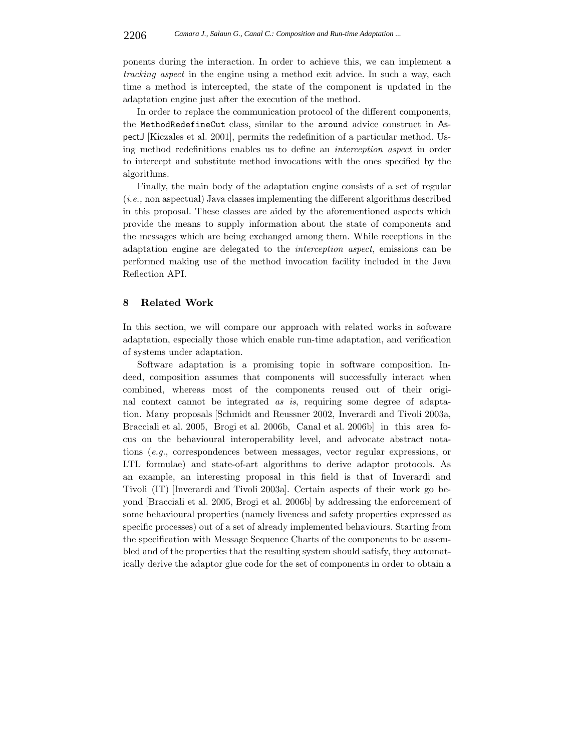ponents during the interaction. In order to achieve this, we can implement a *tracking aspect* in the engine using a method exit advice. In such a way, each time a method is intercepted, the state of the component is updated in the adaptation engine just after the execution of the method.

In order to replace the communication protocol of the different components, the `MethodRedefineCut` class, similar to the `around` advice construct in AspectJ [Kiczales et al. 2001], permits the redefinition of a particular method. Using method redefinitions enables us to define an *interception aspect* in order to intercept and substitute method invocations with the ones specified by the algorithms.

Finally, the main body of the adaptation engine consists of a set of regular (*i.e.,* non aspectual) Java classes implementing the different algorithms described in this proposal. These classes are aided by the aforementioned aspects which provide the means to supply information about the state of components and the messages which are being exchanged among them. While receptions in the adaptation engine are delegated to the *interception aspect*, emissions can be performed making use of the method invocation facility included in the Java Reflection API.

## 8 Related Work

In this section, we will compare our approach with related works in software adaptation, especially those which enable run-time adaptation, and verification of systems under adaptation.

Software adaptation is a promising topic in software composition. Indeed, composition assumes that components will successfully interact when combined, whereas most of the components reused out of their original context cannot be integrated *as is*, requiring some degree of adaptation. Many proposals [Schmidt and Reussner 2002, Inverardi and Tivoli 2003a, Bracciali et al. 2005, Brogi et al. 2006b, Canal et al. 2006b] in this area focus on the behavioural interoperability level, and advocate abstract notations (*e.g.*, correspondences between messages, vector regular expressions, or LTL formulae) and state-of-art algorithms to derive adaptor protocols. As an example, an interesting proposal in this field is that of Inverardi and Tivoli (IT) [Inverardi and Tivoli 2003a]. Certain aspects of their work go beyond [Bracciali et al. 2005, Brogi et al. 2006b] by addressing the enforcement of some behavioural properties (namely liveness and safety properties expressed as specific processes) out of a set of already implemented behaviours. Starting from the specification with Message Sequence Charts of the components to be assembled and of the properties that the resulting system should satisfy, they automatically derive the adaptor glue code for the set of components in order to obtain a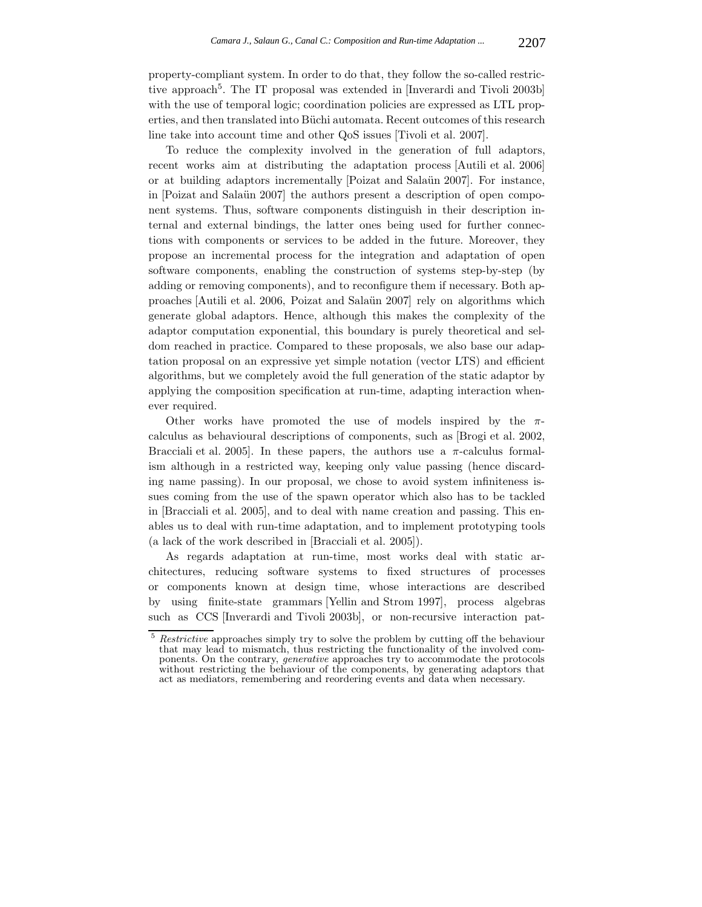property-compliant system. In order to do that, they follow the so-called restrictive approach[5]. The IT proposal was extended in [Inverardi and Tivoli 2003b] with the use of temporal logic; coordination policies are expressed as LTL properties, and then translated into Büchi automata. Recent outcomes of this research line take into account time and other QoS issues [Tivoli et al. 2007].

To reduce the complexity involved in the generation of full adaptors, recent works aim at distributing the adaptation process [Autili et al. 2006] or at building adaptors incrementally [Poizat and Salaün 2007]. For instance, in [Poizat and Salaün 2007] the authors present a description of open component systems. Thus, software components distinguish in their description internal and external bindings, the latter ones being used for further connections with components or services to be added in the future. Moreover, they propose an incremental process for the integration and adaptation of open software components, enabling the construction of systems step-by-step (by adding or removing components), and to reconfigure them if necessary. Both approaches [Autili et al. 2006, Poizat and Salaün 2007] rely on algorithms which generate global adaptors. Hence, although this makes the complexity of the adaptor computation exponential, this boundary is purely theoretical and seldom reached in practice. Compared to these proposals, we also base our adaptation proposal on an expressive yet simple notation (vector LTS) and efficient algorithms, but we completely avoid the full generation of the static adaptor by applying the composition specification at run-time, adapting interaction whenever required.

Other works have promoted the use of models inspired by the $\pi$-calculus as behavioural descriptions of components, such as [Brogi et al. 2002, Bracciali et al. 2005]. In these papers, the authors use a $\pi$-calculus formalism although in a restricted way, keeping only value passing (hence discarding name passing). In our proposal, we chose to avoid system infiniteness issues coming from the use of the spawn operator which also has to be tackled in [Bracciali et al. 2005], and to deal with name creation and passing. This enables us to deal with run-time adaptation, and to implement prototyping tools (a lack of the work described in [Bracciali et al. 2005]).

As regards adaptation at run-time, most works deal with static architectures, reducing software systems to fixed structures of processes or components known at design time, whose interactions are described by using finite-state grammars [Yellin and Strom 1997], process algebras such as CCS [Inverardi and Tivoli 2003b], or non-recursive interaction pat-

[5] *Restrictive* approaches simply try to solve the problem by cutting off the behaviour that may lead to mismatch, thus restricting the functionality of the involved components. On the contrary, *generative* approaches try to accommodate the protocols without restricting the behaviour of the components, by generating adaptors that act as mediators, remembering and reordering events and data when necessary.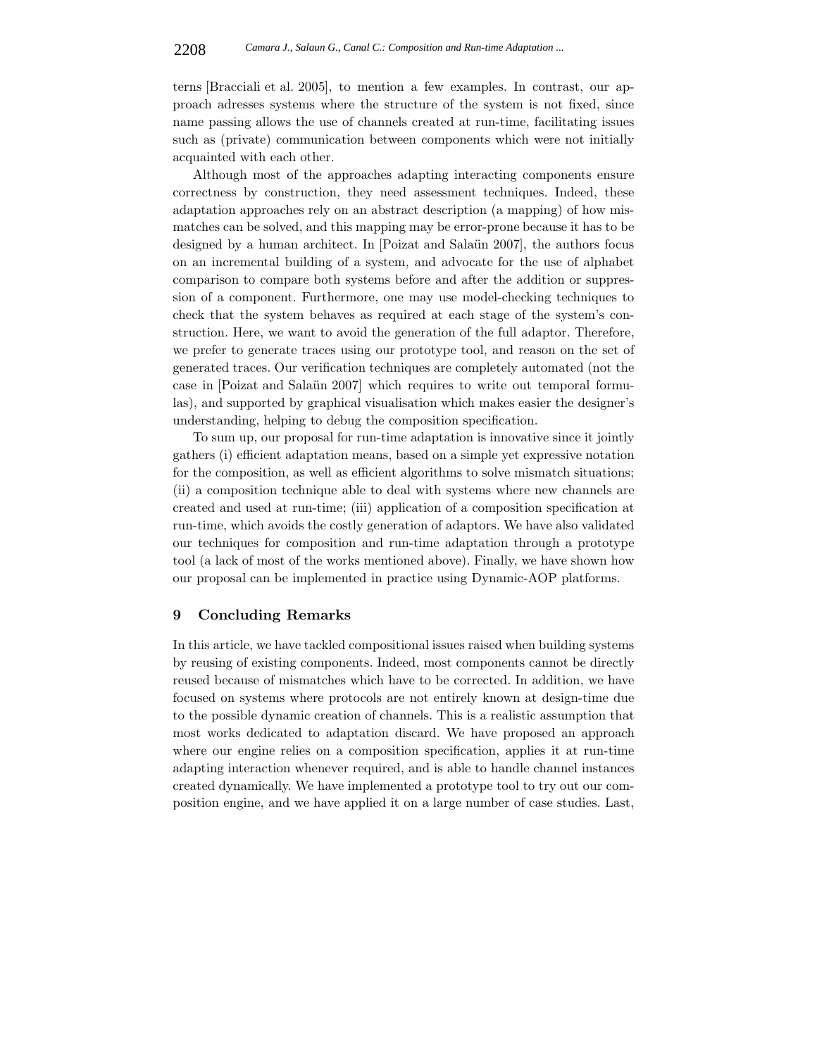terns [Bracciali et al. 2005], to mention a few examples. In contrast, our approach adresses systems where the structure of the system is not fixed, since name passing allows the use of channels created at run-time, facilitating issues such as (private) communication between components which were not initially acquainted with each other.

Although most of the approaches adapting interacting components ensure correctness by construction, they need assessment techniques. Indeed, these adaptation approaches rely on an abstract description (a mapping) of how mismatches can be solved, and this mapping may be error-prone because it has to be designed by a human architect. In [Poizat and Salaün 2007], the authors focus on an incremental building of a system, and advocate for the use of alphabet comparison to compare both systems before and after the addition or suppression of a component. Furthermore, one may use model-checking techniques to check that the system behaves as required at each stage of the system's construction. Here, we want to avoid the generation of the full adaptor. Therefore, we prefer to generate traces using our prototype tool, and reason on the set of generated traces. Our verification techniques are completely automated (not the case in [Poizat and Salaün 2007] which requires to write out temporal formulas), and supported by graphical visualisation which makes easier the designer's understanding, helping to debug the composition specification.

To sum up, our proposal for run-time adaptation is innovative since it jointly gathers (i) efficient adaptation means, based on a simple yet expressive notation for the composition, as well as efficient algorithms to solve mismatch situations; (ii) a composition technique able to deal with systems where new channels are created and used at run-time; (iii) application of a composition specification at run-time, which avoids the costly generation of adaptors. We have also validated our techniques for composition and run-time adaptation through a prototype tool (a lack of most of the works mentioned above). Finally, we have shown how our proposal can be implemented in practice using Dynamic-AOP platforms.

## 9 Concluding Remarks

In this article, we have tackled compositional issues raised when building systems by reusing of existing components. Indeed, most components cannot be directly reused because of mismatches which have to be corrected. In addition, we have focused on systems where protocols are not entirely known at design-time due to the possible dynamic creation of channels. This is a realistic assumption that most works dedicated to adaptation discard. We have proposed an approach where our engine relies on a composition specification, applies it at run-time adapting interaction whenever required, and is able to handle channel instances created dynamically. We have implemented a prototype tool to try out our composition engine, and we have applied it on a large number of case studies. Last,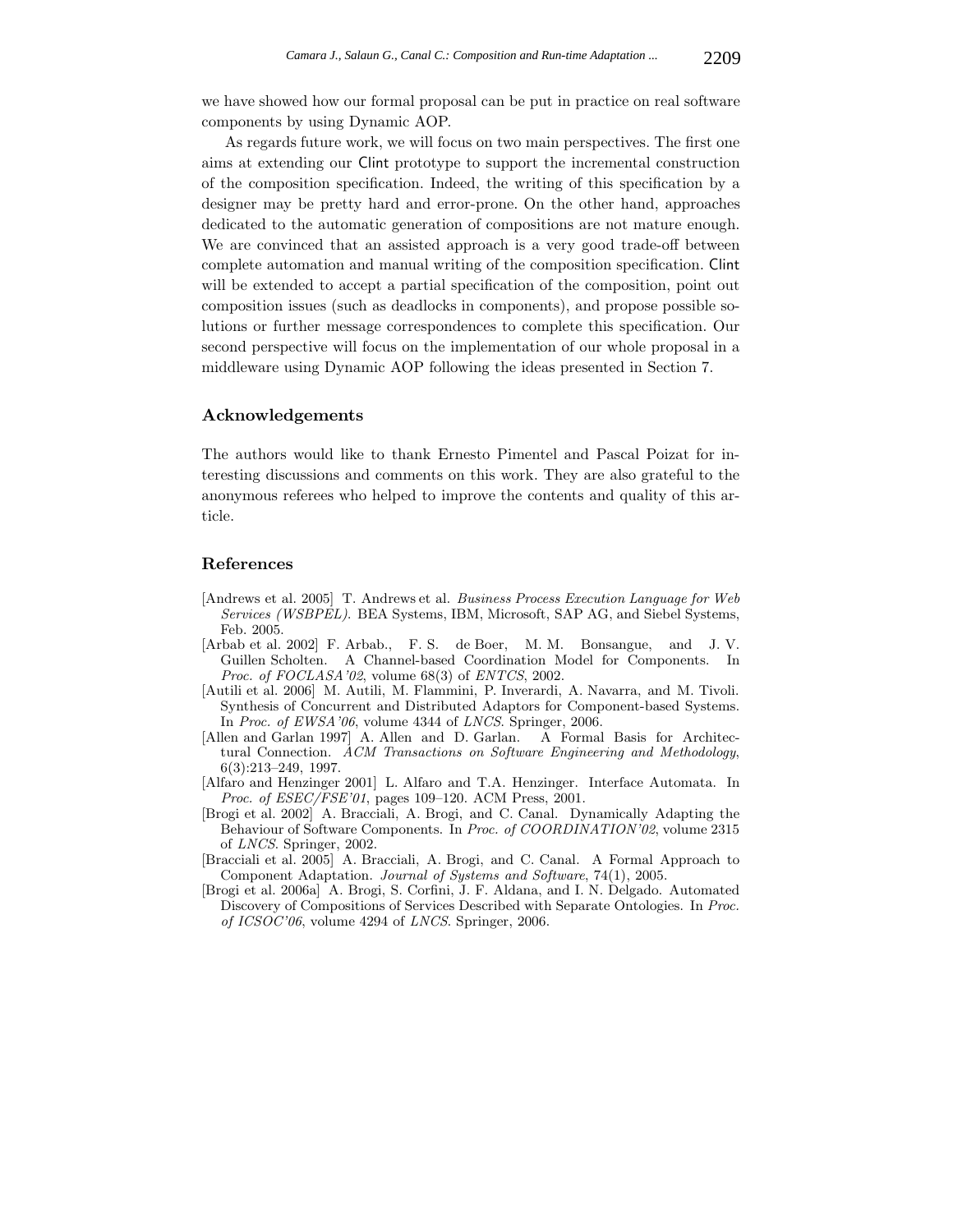we have showed how our formal proposal can be put in practice on real software components by using Dynamic AOP.

As regards future work, we will focus on two main perspectives. The first one aims at extending our Clint prototype to support the incremental construction of the composition specification. Indeed, the writing of this specification by a designer may be pretty hard and error-prone. On the other hand, approaches dedicated to the automatic generation of compositions are not mature enough. We are convinced that an assisted approach is a very good trade-off between complete automation and manual writing of the composition specification. Clint will be extended to accept a partial specification of the composition, point out composition issues (such as deadlocks in components), and propose possible solutions or further message correspondences to complete this specification. Our second perspective will focus on the implementation of our whole proposal in a middleware using Dynamic AOP following the ideas presented in Section 7.

## Acknowledgements

The authors would like to thank Ernesto Pimentel and Pascal Poizat for interesting discussions and comments on this work. They are also grateful to the anonymous referees who helped to improve the contents and quality of this article.

## References

[Andrews et al. 2005] T. Andrews et al. *Business Process Execution Language for Web Services (WSBPEL).* BEA Systems, IBM, Microsoft, SAP AG, and Siebel Systems, Feb. 2005.

[Arbab et al. 2002] F. Arbab., F. S. de Boer, M. M. Bonsangue, and J. V. Guillen Scholten. A Channel-based Coordination Model for Components. In *Proc. of FOCLASA'02*, volume 68(3) of *ENTCS*, 2002.

[Autili et al. 2006] M. Autili, M. Flammini, P. Inverardi, A. Navarra, and M. Tivoli. Synthesis of Concurrent and Distributed Adaptors for Component-based Systems. In *Proc. of EWSA'06*, volume 4344 of *LNCS*. Springer, 2006.

[Allen and Garlan 1997] A. Allen and D. Garlan. A Formal Basis for Architectural Connection. *ACM Transactions on Software Engineering and Methodology*, 6(3):213–249, 1997.

[Alfaro and Henzinger 2001] L. Alfaro and T.A. Henzinger. Interface Automata. In *Proc. of ESEC/FSE'01*, pages 109–120. ACM Press, 2001.

[Brogi et al. 2002] A. Bracciali, A. Brogi, and C. Canal. Dynamically Adapting the Behaviour of Software Components. In *Proc. of COORDINATION'02*, volume 2315 of *LNCS*. Springer, 2002.

[Bracciali et al. 2005] A. Bracciali, A. Brogi, and C. Canal. A Formal Approach to Component Adaptation. *Journal of Systems and Software*, 74(1), 2005.

[Brogi et al. 2006a] A. Brogi, S. Corfini, J. F. Aldana, and I. N. Delgado. Automated Discovery of Compositions of Services Described with Separate Ontologies. In *Proc. of ICSOC'06*, volume 4294 of *LNCS*. Springer, 2006.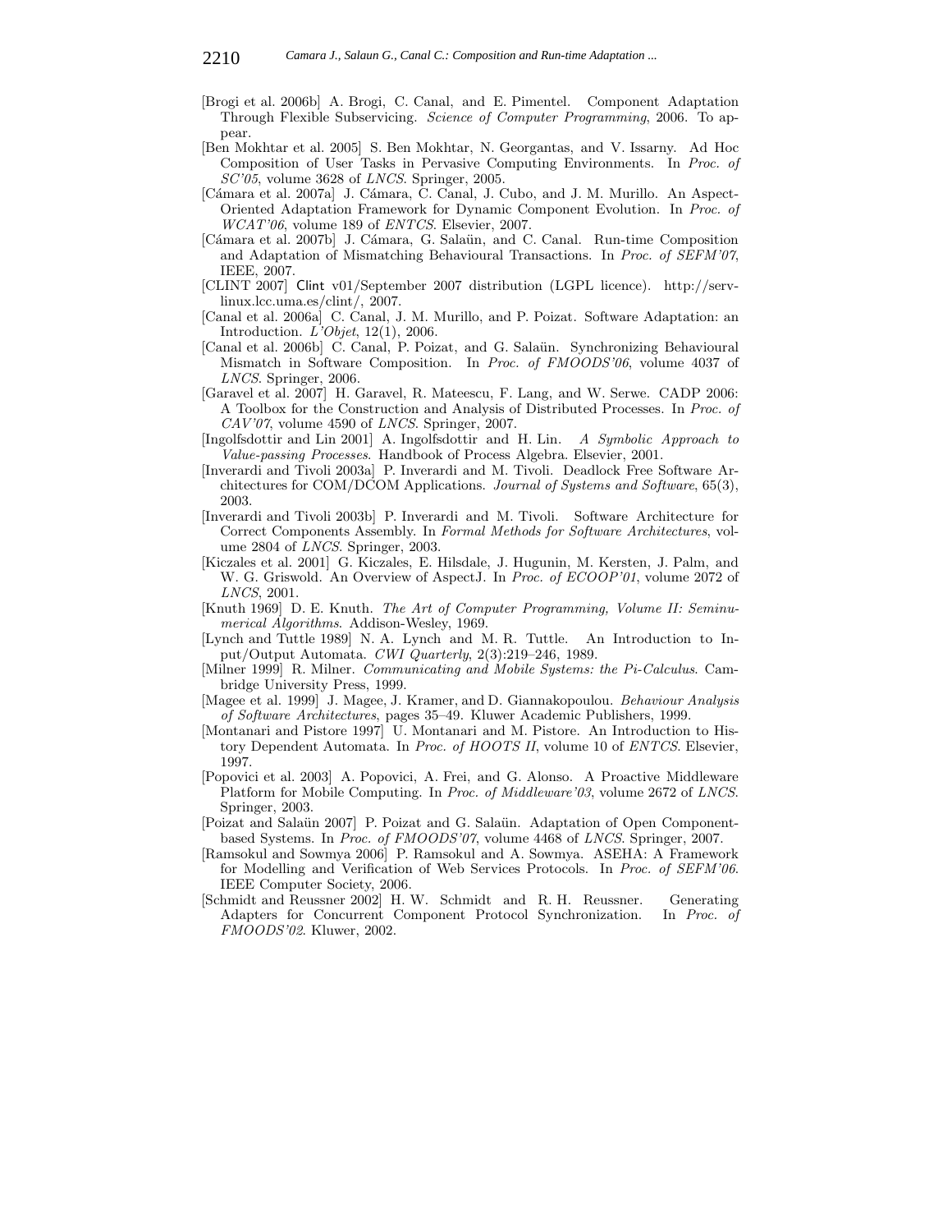[Brogi et al. 2006b] A. Brogi, C. Canal, and E. Pimentel. Component Adaptation Through Flexible Subservicing. *Science of Computer Programming*, 2006. To appear.

[Ben Mokhtar et al. 2005] S. Ben Mokhtar, N. Georgantas, and V. Issarny. Ad Hoc Composition of User Tasks in Pervasive Computing Environments. In *Proc. of SC'05*, volume 3628 of *LNCS*. Springer, 2005.

[Cámara et al. 2007a] J. Cámara, C. Canal, J. Cubo, and J. M. Murillo. An Aspect-Oriented Adaptation Framework for Dynamic Component Evolution. In *Proc. of WCAT'06*, volume 189 of *ENTCS*. Elsevier, 2007.

[Cámara et al. 2007b] J. Cámara, G. Salaün, and C. Canal. Run-time Composition and Adaptation of Mismatching Behavioural Transactions. In *Proc. of SEFM'07*, IEEE, 2007.

[CLINT 2007] Clint v01/September 2007 distribution (LGPL licence). http://servlinux.lcc.uma.es/clint/, 2007.

[Canal et al. 2006a] C. Canal, J. M. Murillo, and P. Poizat. Software Adaptation: an Introduction. *L'Objet*, 12(1), 2006.

[Canal et al. 2006b] C. Canal, P. Poizat, and G. Salaün. Synchronizing Behavioural Mismatch in Software Composition. In *Proc. of FMOODS'06*, volume 4037 of *LNCS*. Springer, 2006.

[Garavel et al. 2007] H. Garavel, R. Mateescu, F. Lang, and W. Serwe. CADP 2006: A Toolbox for the Construction and Analysis of Distributed Processes. In *Proc. of CAV'07*, volume 4590 of *LNCS*. Springer, 2007.

[Ingolfsdottir and Lin 2001] A. Ingolfsdottir and H. Lin. *A Symbolic Approach to Value-passing Processes*. Handbook of Process Algebra. Elsevier, 2001.

[Inverardi and Tivoli 2003a] P. Inverardi and M. Tivoli. Deadlock Free Software Architectures for COM/DCOM Applications. *Journal of Systems and Software*, 65(3), 2003.

[Inverardi and Tivoli 2003b] P. Inverardi and M. Tivoli. Software Architecture for Correct Components Assembly. In *Formal Methods for Software Architectures*, volume 2804 of *LNCS*. Springer, 2003.

[Kiczales et al. 2001] G. Kiczales, E. Hilsdale, J. Hugunin, M. Kersten, J. Palm, and W. G. Griswold. An Overview of AspectJ. In *Proc. of ECOOP'01*, volume 2072 of *LNCS*, 2001.

[Knuth 1969] D. E. Knuth. *The Art of Computer Programming, Volume II: Seminumerical Algorithms*. Addison-Wesley, 1969.

[Lynch and Tuttle 1989] N. A. Lynch and M. R. Tuttle. An Introduction to Input/Output Automata. *CWI Quarterly*, 2(3):219–246, 1989.

[Milner 1999] R. Milner. *Communicating and Mobile Systems: the Pi-Calculus*. Cambridge University Press, 1999.

[Magee et al. 1999] J. Magee, J. Kramer, and D. Giannakopoulou. *Behaviour Analysis of Software Architectures*, pages 35–49. Kluwer Academic Publishers, 1999.

[Montanari and Pistore 1997] U. Montanari and M. Pistore. An Introduction to History Dependent Automata. In *Proc. of HOOTS II*, volume 10 of *ENTCS*. Elsevier, 1997.

[Popovici et al. 2003] A. Popovici, A. Frei, and G. Alonso. A Proactive Middleware Platform for Mobile Computing. In *Proc. of Middleware'03*, volume 2672 of *LNCS*. Springer, 2003.

[Poizat and Salaün 2007] P. Poizat and G. Salaün. Adaptation of Open Component-based Systems. In *Proc. of FMOODS'07*, volume 4468 of *LNCS*. Springer, 2007.

[Ramsokul and Sowmya 2006] P. Ramsokul and A. Sowmya. ASEHA: A Framework for Modelling and Verification of Web Services Protocols. In *Proc. of SEFM'06*. IEEE Computer Society, 2006.

[Schmidt and Reussner 2002] H. W. Schmidt and R. H. Reussner. Generating Adapters for Concurrent Component Protocol Synchronization. In *Proc. of FMOODS'02*. Kluwer, 2002.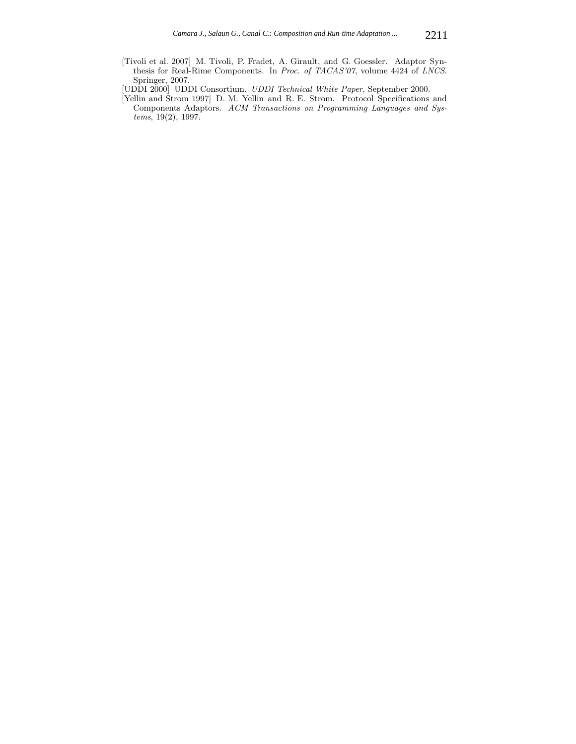[Tivoli et al. 2007] M. Tivoli, P. Fradet, A. Girault, and G. Goessler. Adaptor Synthesis for Real-Rime Components. In *Proc. of TACAS'07*, volume 4424 of *LNCS*. Springer, 2007.

[UDDI 2000] UDDI Consortium. *UDDI Technical White Paper*, September 2000.

[Yellin and Strom 1997] D. M. Yellin and R. E. Strom. Protocol Specifications and Components Adaptors. *ACM Transactions on Programming Languages and Systems*, 19(2), 1997.